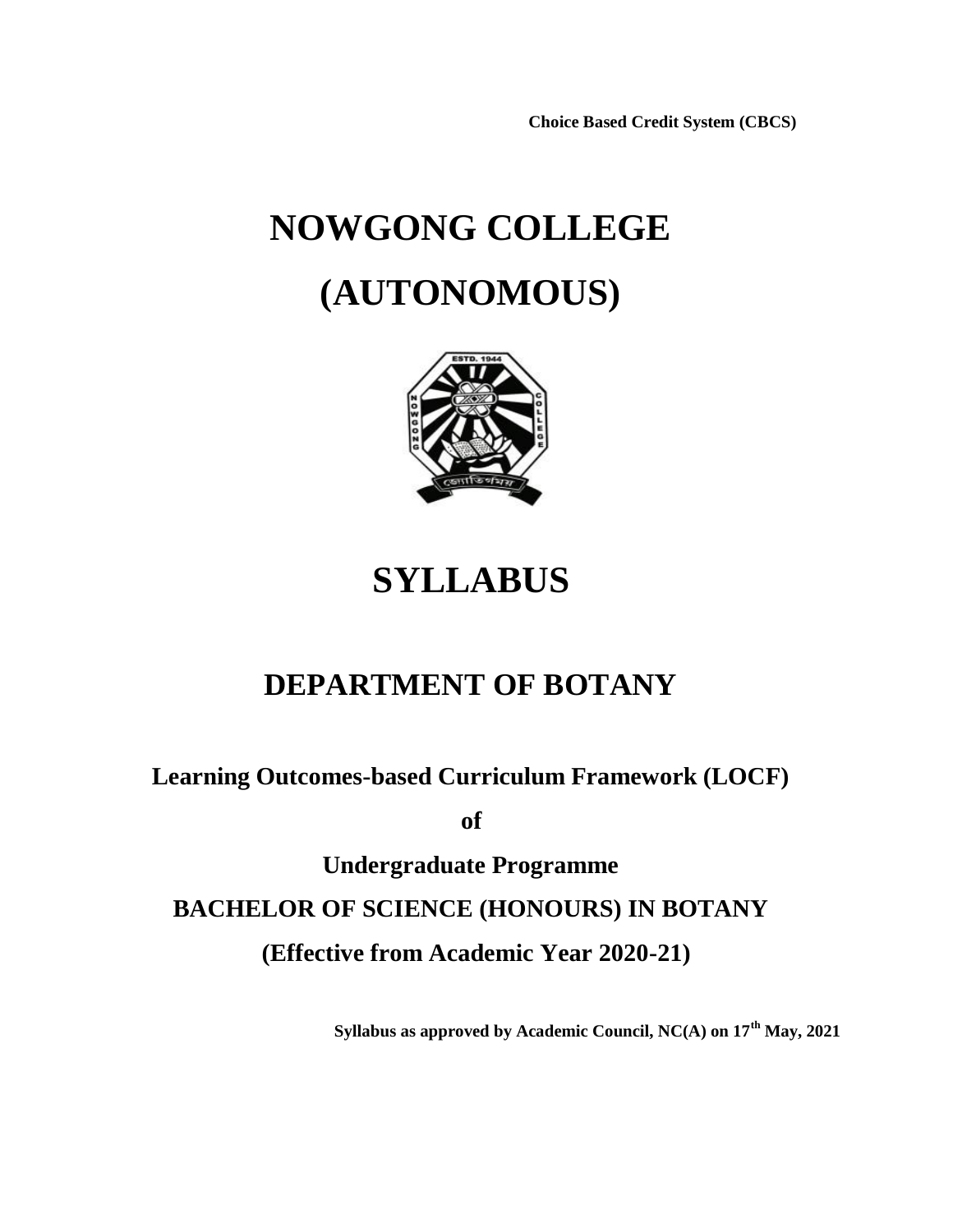**Choice Based Credit System (CBCS)**

# NOWGONG COLLEGE

# (AUTONOMOUS)

# SYLLABUS

## DEPARTMENT OF BOTANY

**Learning Outcomes-based Curriculum Framework (LOCF)**

**of**

**Undergraduate Programme**

**BACHELOR OF SCIENCE (HONOURS) IN BOTANY**

**(Effective from Academic Year 2020-21)**

**Syllabus as approved by Academic Council, NC(A) on 17th May, 2021**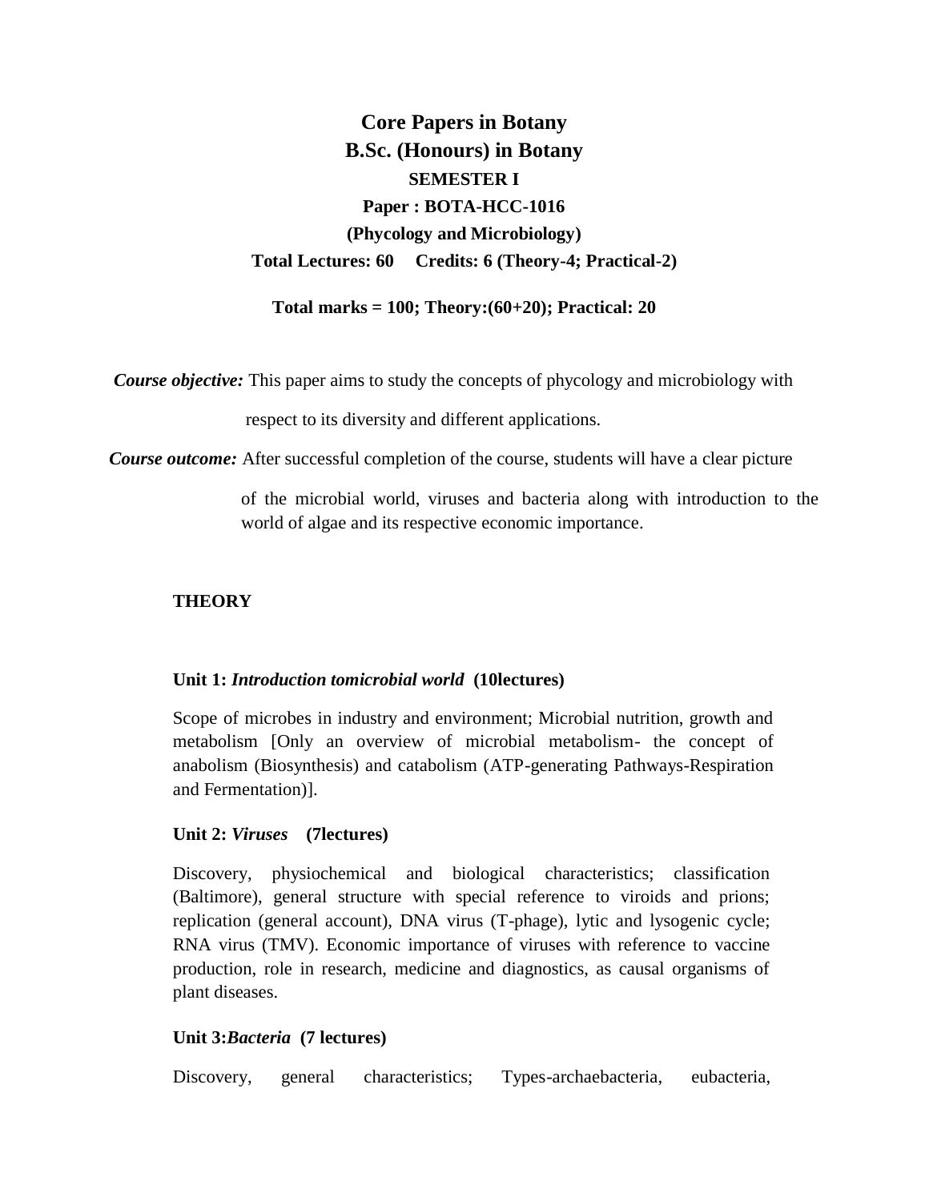# Core Papers in Botany

## B.Sc. (Honours) in Botany

### SEMESTER I

### Paper : BOTA-HCC-1016

### (Phycology and Microbiology)

**Total Lectures: 60 Credits: 6 (Theory-4; Practical-2)**

**Total marks = 100; Theory:(60+20); Practical: 20**

***Course objective:*** This paper aims to study the concepts of phycology and microbiology with respect to its diversity and different applications.

***Course outcome:*** After successful completion of the course, students will have a clear picture of the microbial world, viruses and bacteria along with introduction to the world of algae and its respective economic importance.

**THEORY**

**Unit 1:** ***Introduction tomicrobial world*** **(10lectures)**

Scope of microbes in industry and environment; Microbial nutrition, growth and metabolism [Only an overview of microbial metabolism- the concept of anabolism (Biosynthesis) and catabolism (ATP-generating Pathways-Respiration and Fermentation)].

**Unit 2:** ***Viruses*** **(7lectures)**

Discovery, physiochemical and biological characteristics; classification (Baltimore), general structure with special reference to viroids and prions; replication (general account), DNA virus (T-phage), lytic and lysogenic cycle; RNA virus (TMV). Economic importance of viruses with reference to vaccine production, role in research, medicine and diagnostics, as causal organisms of plant diseases.

**Unit 3:*****Bacteria*** **(7 lectures)**

Discovery, general characteristics; Types-archaebacteria, eubacteria,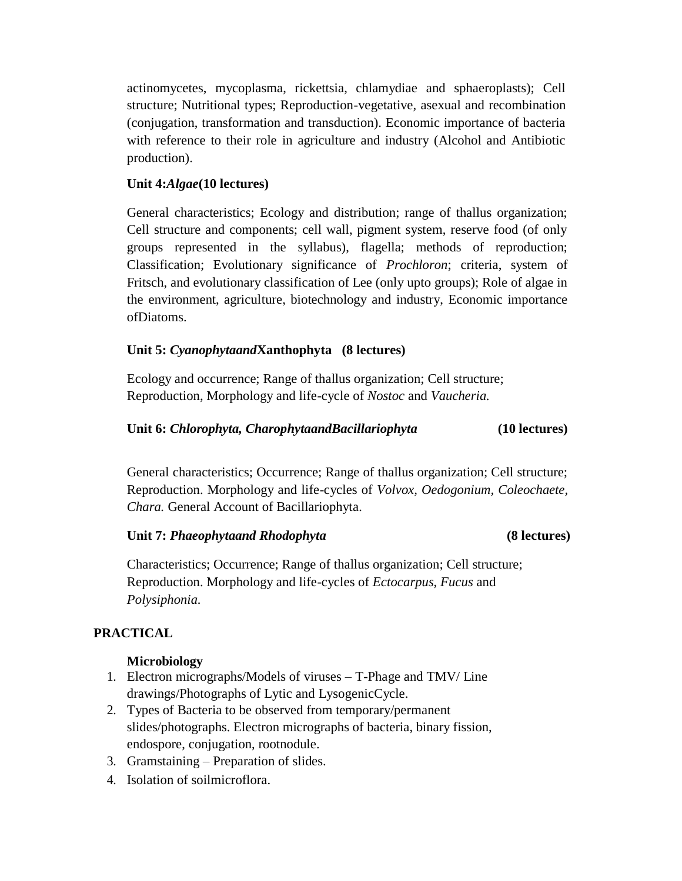actinomycetes, mycoplasma, rickettsia, chlamydiae and sphaeroplasts); Cell structure; Nutritional types; Reproduction-vegetative, asexual and recombination (conjugation, transformation and transduction). Economic importance of bacteria with reference to their role in agriculture and industry (Alcohol and Antibiotic production).

**Unit 4:*Algae*(10 lectures)**

General characteristics; Ecology and distribution; range of thallus organization; Cell structure and components; cell wall, pigment system, reserve food (of only groups represented in the syllabus), flagella; methods of reproduction; Classification; Evolutionary significance of *Prochloron*; criteria, system of Fritsch, and evolutionary classification of Lee (only upto groups); Role of algae in the environment, agriculture, biotechnology and industry, Economic importance ofDiatoms.

**Unit 5: *Cyanophytaand*Xanthophyta (8 lectures)**

Ecology and occurrence; Range of thallus organization; Cell structure; Reproduction, Morphology and life-cycle of *Nostoc* and *Vaucheria.*

**Unit 6: *Chlorophyta, CharophytaandBacillariophyta* (10 lectures)**

General characteristics; Occurrence; Range of thallus organization; Cell structure; Reproduction. Morphology and life-cycles of *Volvox, Oedogonium, Coleochaete, Chara.* General Account of Bacillariophyta.

**Unit 7: *Phaeophytaand Rhodophyta* (8 lectures)**

Characteristics; Occurrence; Range of thallus organization; Cell structure; Reproduction. Morphology and life-cycles of *Ectocarpus*, *Fucus* and *Polysiphonia.*

## PRACTICAL

**Microbiology**

1. Electron micrographs/Models of viruses – T-Phage and TMV/ Line drawings/Photographs of Lytic and LysogenicCycle.
2. Types of Bacteria to be observed from temporary/permanent slides/photographs. Electron micrographs of bacteria, binary fission, endospore, conjugation, rootnodule.
3. Gramstaining – Preparation of slides.
4. Isolation of soilmicroflora.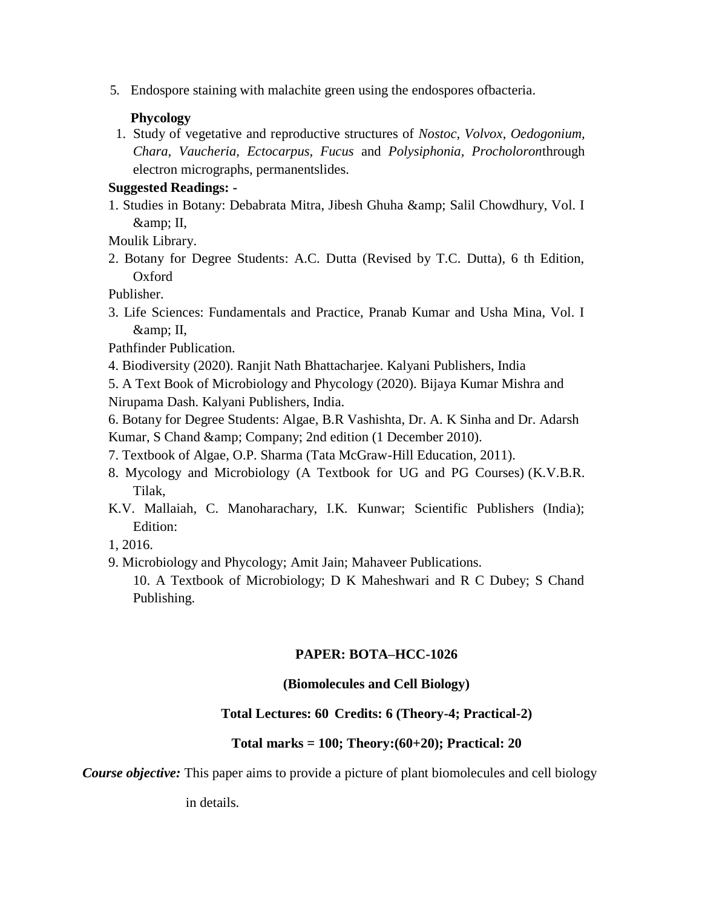5. Endospore staining with malachite green using the endospores ofbacteria.

**Phycology**

1. Study of vegetative and reproductive structures of *Nostoc*, *Volvox*, *Oedogonium, Chara, Vaucheria, Ectocarpus, Fucus* and *Polysiphonia, Procholoron*through electron micrographs, permanentslides.

**Suggested Readings: -**

1. Studies in Botany: Debabrata Mitra, Jibesh Ghuha &amp; Salil Chowdhury, Vol. I &amp; II, Moulik Library.
2. Botany for Degree Students: A.C. Dutta (Revised by T.C. Dutta), 6 th Edition, Oxford Publisher.
3. Life Sciences: Fundamentals and Practice, Pranab Kumar and Usha Mina, Vol. I &amp; II, Pathfinder Publication.
4. Biodiversity (2020). Ranjit Nath Bhattacharjee. Kalyani Publishers, India
5. A Text Book of Microbiology and Phycology (2020). Bijaya Kumar Mishra and Nirupama Dash. Kalyani Publishers, India.
6. Botany for Degree Students: Algae, B.R Vashishta, Dr. A. K Sinha and Dr. Adarsh Kumar, S Chand &amp; Company; 2nd edition (1 December 2010).
7. Textbook of Algae, O.P. Sharma (Tata McGraw-Hill Education, 2011).
8. Mycology and Microbiology (A Textbook for UG and PG Courses) (K.V.B.R. Tilak, K.V. Mallaiah, C. Manoharachary, I.K. Kunwar; Scientific Publishers (India); Edition: 1, 2016.
9. Microbiology and Phycology; Amit Jain; Mahaveer Publications.
10. A Textbook of Microbiology; D K Maheshwari and R C Dubey; S Chand Publishing.

**PAPER: BOTA–HCC-1026**

**(Biomolecules and Cell Biology)**

**Total Lectures: 60 Credits: 6 (Theory-4; Practical-2)**

**Total marks = 100; Theory:(60+20); Practical: 20**

***Course objective:*** This paper aims to provide a picture of plant biomolecules and cell biology in details.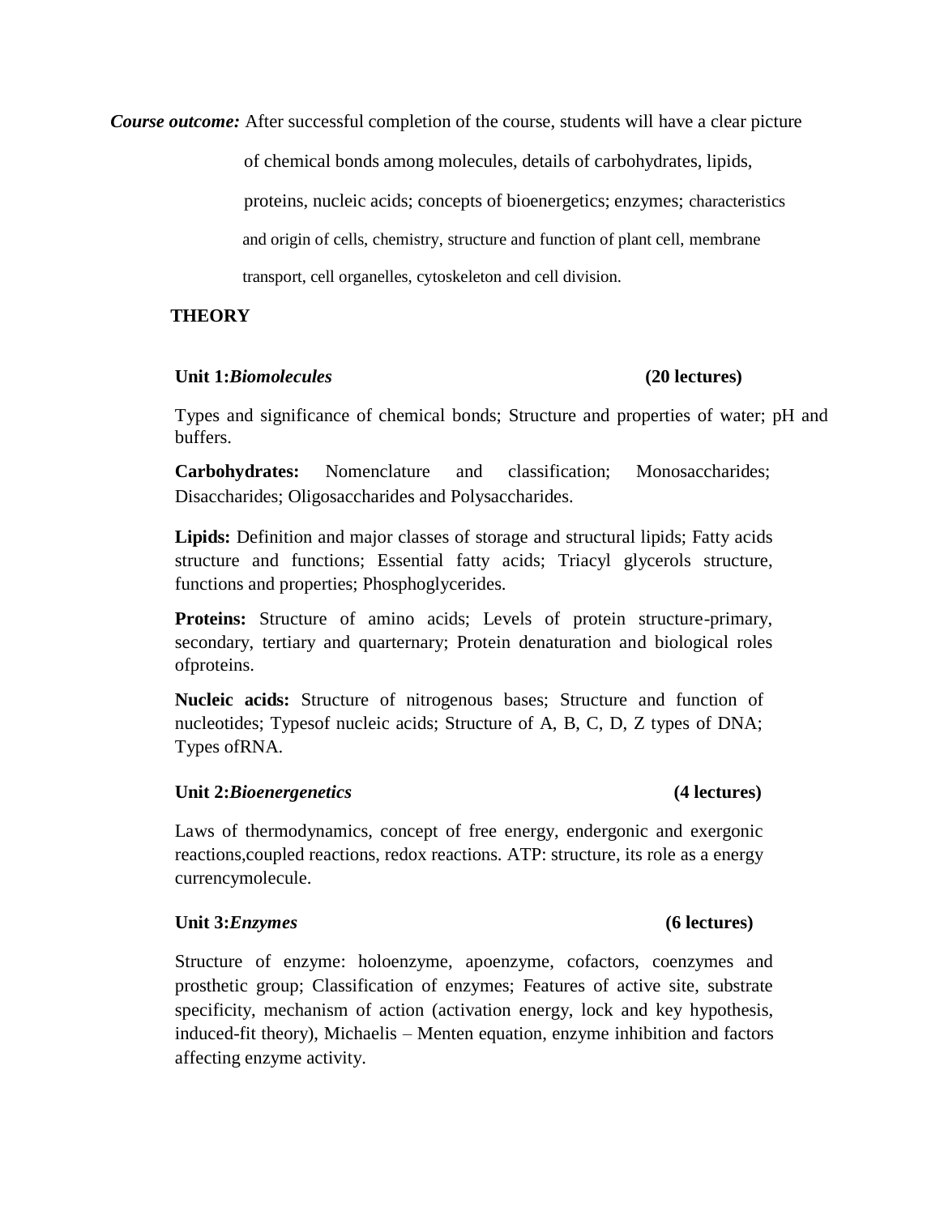***Course outcome:*** After successful completion of the course, students will have a clear picture of chemical bonds among molecules, details of carbohydrates, lipids, proteins, nucleic acids; concepts of bioenergetics; enzymes; characteristics and origin of cells, chemistry, structure and function of plant cell, membrane transport, cell organelles, cytoskeleton and cell division.

## THEORY

### Unit 1:*Biomolecules* (20 lectures)

Types and significance of chemical bonds; Structure and properties of water; pH and buffers.

**Carbohydrates:** Nomenclature and classification; Monosaccharides; Disaccharides; Oligosaccharides and Polysaccharides.

**Lipids:** Definition and major classes of storage and structural lipids; Fatty acids structure and functions; Essential fatty acids; Triacyl glycerols structure, functions and properties; Phosphoglycerides.

**Proteins:** Structure of amino acids; Levels of protein structure-primary, secondary, tertiary and quarternary; Protein denaturation and biological roles ofproteins.

**Nucleic acids:** Structure of nitrogenous bases; Structure and function of nucleotides; Typesof nucleic acids; Structure of A, B, C, D, Z types of DNA; Types ofRNA.

### Unit 2:*Bioenergenetics* (4 lectures)

Laws of thermodynamics, concept of free energy, endergonic and exergonic reactions,coupled reactions, redox reactions. ATP: structure, its role as a energy currencymolecule.

### Unit 3:*Enzymes* (6 lectures)

Structure of enzyme: holoenzyme, apoenzyme, cofactors, coenzymes and prosthetic group; Classification of enzymes; Features of active site, substrate specificity, mechanism of action (activation energy, lock and key hypothesis, induced-fit theory), Michaelis – Menten equation, enzyme inhibition and factors affecting enzyme activity.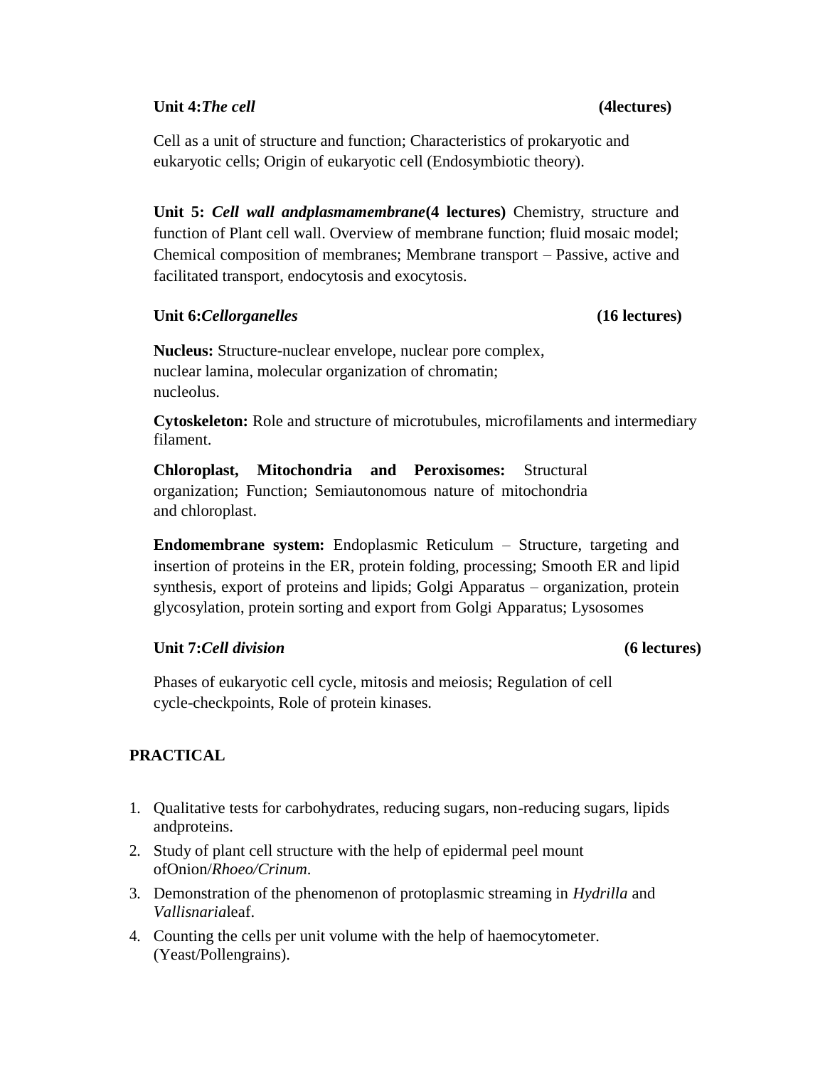**Unit 4:*The cell*** **(4lectures)**

Cell as a unit of structure and function; Characteristics of prokaryotic and eukaryotic cells; Origin of eukaryotic cell (Endosymbiotic theory).

**Unit 5: *Cell wall andplasmamembrane*(4 lectures)** Chemistry, structure and function of Plant cell wall. Overview of membrane function; fluid mosaic model; Chemical composition of membranes; Membrane transport – Passive, active and facilitated transport, endocytosis and exocytosis.

**Unit 6:*Cellorganelles*** **(16 lectures)**

**Nucleus:** Structure-nuclear envelope, nuclear pore complex, nuclear lamina, molecular organization of chromatin; nucleolus.

**Cytoskeleton:** Role and structure of microtubules, microfilaments and intermediary filament.

**Chloroplast, Mitochondria and Peroxisomes:** Structural organization; Function; Semiautonomous nature of mitochondria and chloroplast.

**Endomembrane system:** Endoplasmic Reticulum – Structure, targeting and insertion of proteins in the ER, protein folding, processing; Smooth ER and lipid synthesis, export of proteins and lipids; Golgi Apparatus – organization, protein glycosylation, protein sorting and export from Golgi Apparatus; Lysosomes

**Unit 7:*Cell division*** **(6 lectures)**

Phases of eukaryotic cell cycle, mitosis and meiosis; Regulation of cell cycle-checkpoints, Role of protein kinases.

**PRACTICAL**

1. Qualitative tests for carbohydrates, reducing sugars, non-reducing sugars, lipids andproteins.
2. Study of plant cell structure with the help of epidermal peel mount ofOnion/*Rhoeo/Crinum*.
3. Demonstration of the phenomenon of protoplasmic streaming in *Hydrilla* and *Vallisnaria*leaf.
4. Counting the cells per unit volume with the help of haemocytometer. (Yeast/Pollengrains).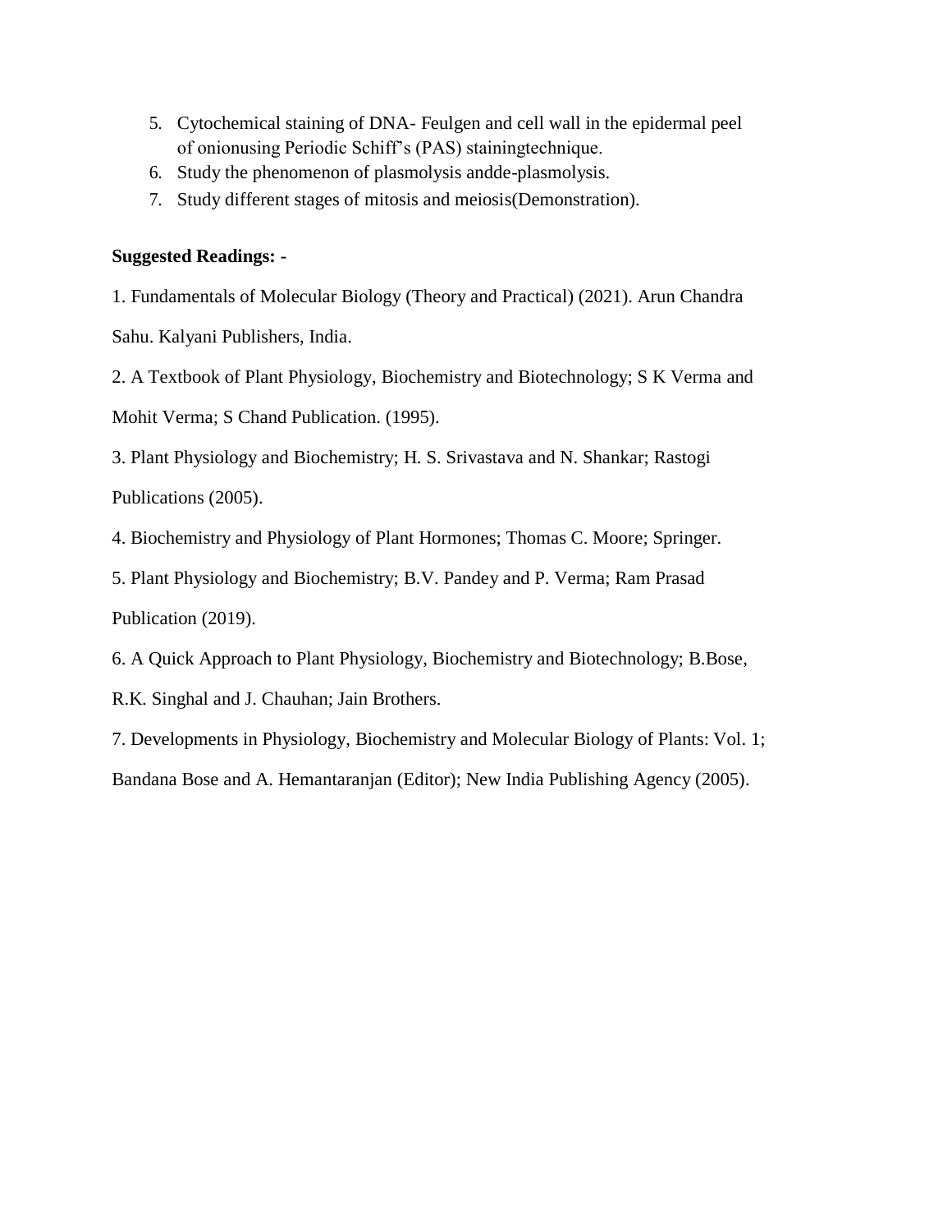5. Cytochemical staining of DNA- Feulgen and cell wall in the epidermal peel of onionusing Periodic Schiff's (PAS) stainingtechnique.
6. Study the phenomenon of plasmolysis andde-plasmolysis.
7. Study different stages of mitosis and meiosis(Demonstration).

**Suggested Readings: -**

1. Fundamentals of Molecular Biology (Theory and Practical) (2021). Arun Chandra Sahu. Kalyani Publishers, India.

2. A Textbook of Plant Physiology, Biochemistry and Biotechnology; S K Verma and Mohit Verma; S Chand Publication. (1995).

3. Plant Physiology and Biochemistry; H. S. Srivastava and N. Shankar; Rastogi Publications (2005).

4. Biochemistry and Physiology of Plant Hormones; Thomas C. Moore; Springer.

5. Plant Physiology and Biochemistry; B.V. Pandey and P. Verma; Ram Prasad Publication (2019).

6. A Quick Approach to Plant Physiology, Biochemistry and Biotechnology; B.Bose, R.K. Singhal and J. Chauhan; Jain Brothers.

7. Developments in Physiology, Biochemistry and Molecular Biology of Plants: Vol. 1; Bandana Bose and A. Hemantaranjan (Editor); New India Publishing Agency (2005).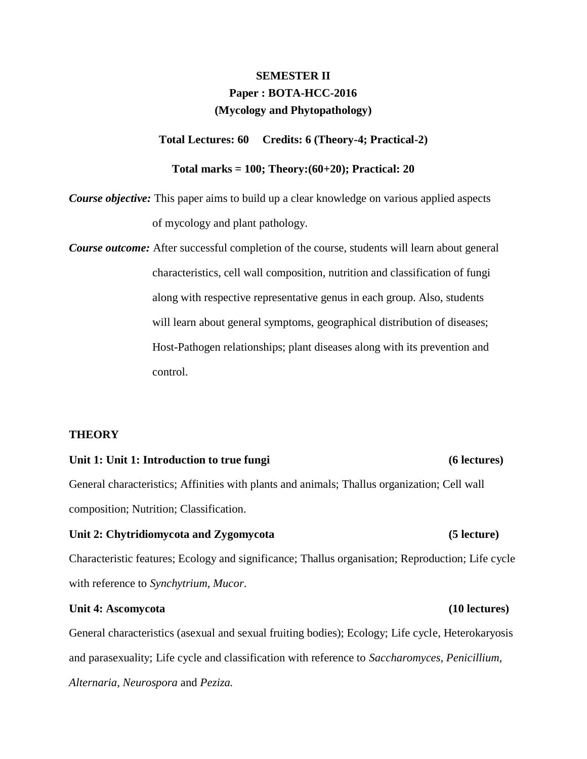**SEMESTER II**

**Paper : BOTA-HCC-2016**

**(Mycology and Phytopathology)**

**Total Lectures: 60 Credits: 6 (Theory-4; Practical-2)**

**Total marks = 100; Theory:(60+20); Practical: 20**

***Course objective:*** This paper aims to build up a clear knowledge on various applied aspects of mycology and plant pathology.

***Course outcome:*** After successful completion of the course, students will learn about general characteristics, cell wall composition, nutrition and classification of fungi along with respective representative genus in each group. Also, students will learn about general symptoms, geographical distribution of diseases; Host-Pathogen relationships; plant diseases along with its prevention and control.

**THEORY**

**Unit 1: Unit 1: Introduction to true fungi (6 lectures)**

General characteristics; Affinities with plants and animals; Thallus organization; Cell wall composition; Nutrition; Classification.

**Unit 2: Chytridiomycota and Zygomycota (5 lecture)**

Characteristic features; Ecology and significance; Thallus organisation; Reproduction; Life cycle with reference to *Synchytrium*, *Mucor*.

**Unit 4: Ascomycota (10 lectures)**

General characteristics (asexual and sexual fruiting bodies); Ecology; Life cycle, Heterokaryosis and parasexuality; Life cycle and classification with reference to *Saccharomyces*, *Penicillium*, *Alternaria*, *Neurospora* and *Peziza.*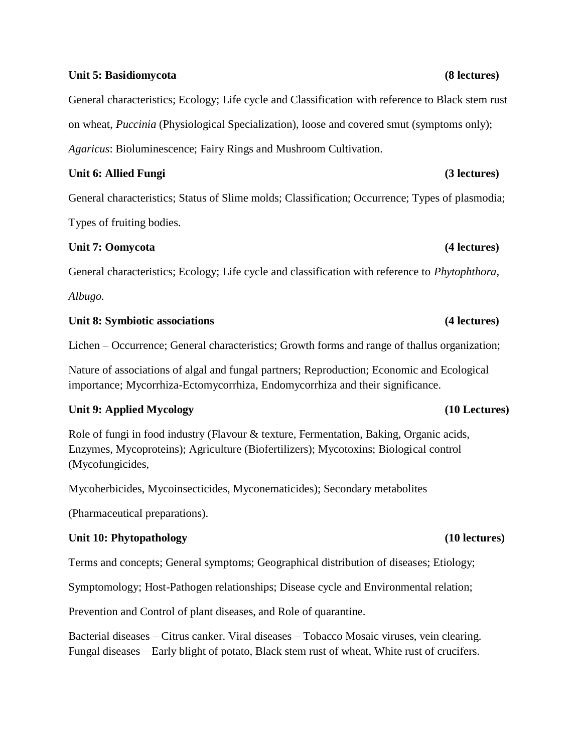**Unit 5: Basidiomycota** **(8 lectures)**

General characteristics; Ecology; Life cycle and Classification with reference to Black stem rust on wheat, *Puccinia* (Physiological Specialization), loose and covered smut (symptoms only); *Agaricus*: Bioluminescence; Fairy Rings and Mushroom Cultivation.

**Unit 6: Allied Fungi** **(3 lectures)**

General characteristics; Status of Slime molds; Classification; Occurrence; Types of plasmodia; Types of fruiting bodies.

**Unit 7: Oomycota** **(4 lectures)**

General characteristics; Ecology; Life cycle and classification with reference to *Phytophthora, Albugo.*

**Unit 8: Symbiotic associations** **(4 lectures)**

Lichen – Occurrence; General characteristics; Growth forms and range of thallus organization;

Nature of associations of algal and fungal partners; Reproduction; Economic and Ecological importance; Mycorrhiza-Ectomycorrhiza, Endomycorrhiza and their significance.

**Unit 9: Applied Mycology** **(10 Lectures)**

Role of fungi in food industry (Flavour & texture, Fermentation, Baking, Organic acids, Enzymes, Mycoproteins); Agriculture (Biofertilizers); Mycotoxins; Biological control (Mycofungicides,

Mycoherbicides, Mycoinsecticides, Myconematicides); Secondary metabolites

(Pharmaceutical preparations).

**Unit 10: Phytopathology** **(10 lectures)**

Terms and concepts; General symptoms; Geographical distribution of diseases; Etiology;

Symptomology; Host-Pathogen relationships; Disease cycle and Environmental relation;

Prevention and Control of plant diseases, and Role of quarantine.

Bacterial diseases – Citrus canker. Viral diseases – Tobacco Mosaic viruses, vein clearing. Fungal diseases – Early blight of potato, Black stem rust of wheat, White rust of crucifers.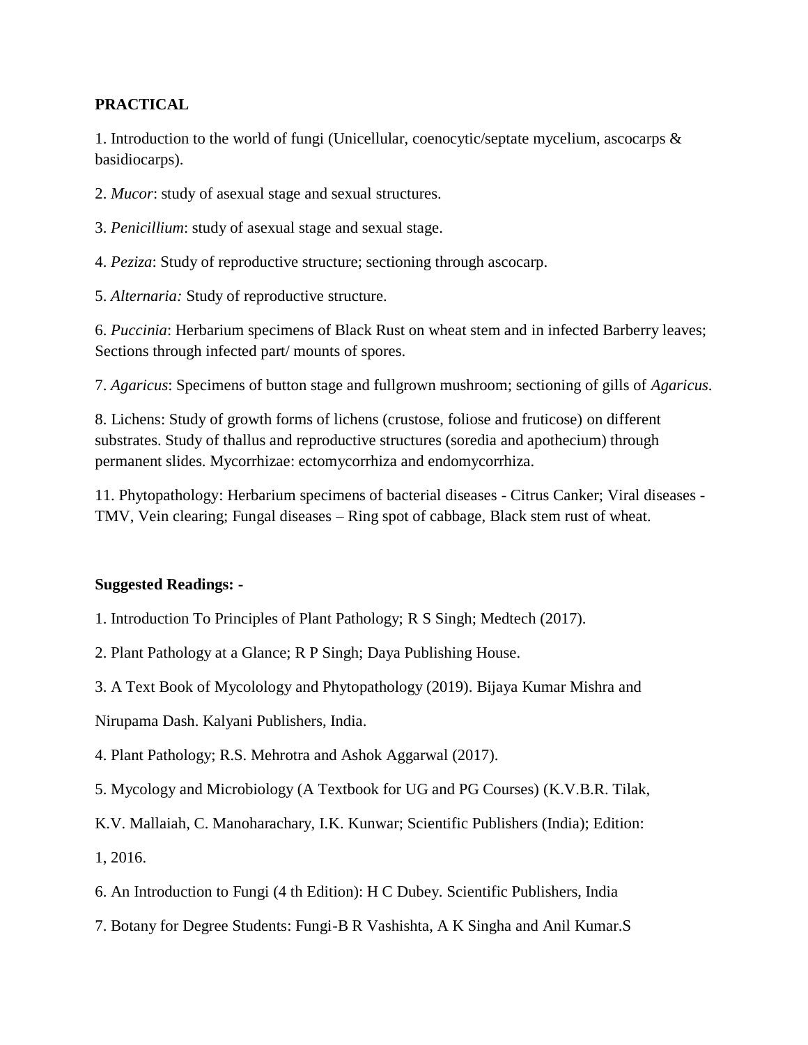**PRACTICAL**

1. Introduction to the world of fungi (Unicellular, coenocytic/septate mycelium, ascocarps & basidiocarps).

2. *Mucor*: study of asexual stage and sexual structures.

3. *Penicillium*: study of asexual stage and sexual stage.

4. *Peziza*: Study of reproductive structure; sectioning through ascocarp.

5. *Alternaria:* Study of reproductive structure.

6. *Puccinia*: Herbarium specimens of Black Rust on wheat stem and in infected Barberry leaves; Sections through infected part/ mounts of spores.

7. *Agaricus*: Specimens of button stage and fullgrown mushroom; sectioning of gills of *Agaricus*.

8. Lichens: Study of growth forms of lichens (crustose, foliose and fruticose) on different substrates. Study of thallus and reproductive structures (soredia and apothecium) through permanent slides. Mycorrhizae: ectomycorrhiza and endomycorrhiza.

11. Phytopathology: Herbarium specimens of bacterial diseases - Citrus Canker; Viral diseases - TMV, Vein clearing; Fungal diseases – Ring spot of cabbage, Black stem rust of wheat.

**Suggested Readings: -**

1. Introduction To Principles of Plant Pathology; R S Singh; Medtech (2017).

2. Plant Pathology at a Glance; R P Singh; Daya Publishing House.

3. A Text Book of Mycolology and Phytopathology (2019). Bijaya Kumar Mishra and Nirupama Dash. Kalyani Publishers, India.

4. Plant Pathology; R.S. Mehrotra and Ashok Aggarwal (2017).

5. Mycology and Microbiology (A Textbook for UG and PG Courses) (K.V.B.R. Tilak, K.V. Mallaiah, C. Manoharachary, I.K. Kunwar; Scientific Publishers (India); Edition: 1, 2016.

6. An Introduction to Fungi (4 th Edition): H C Dubey. Scientific Publishers, India

7. Botany for Degree Students: Fungi-B R Vashishta, A K Singha and Anil Kumar.S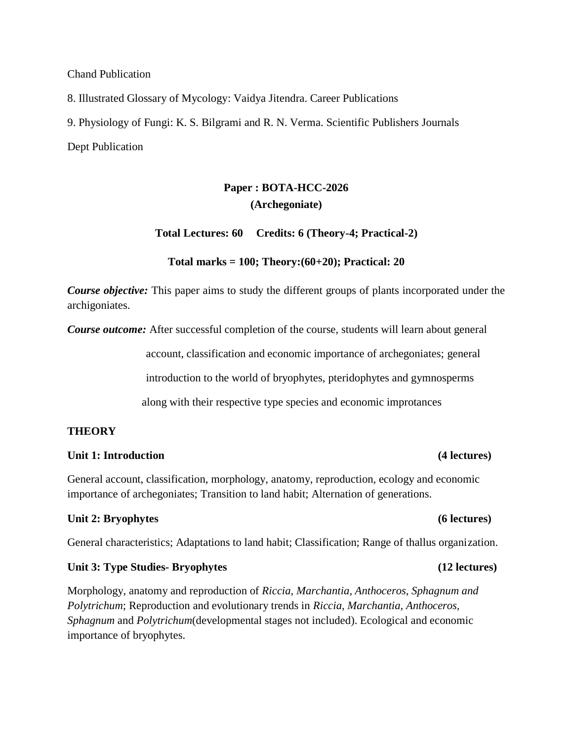Chand Publication

8. Illustrated Glossary of Mycology: Vaidya Jitendra. Career Publications

9. Physiology of Fungi: K. S. Bilgrami and R. N. Verma. Scientific Publishers Journals

Dept Publication

## Paper : BOTA-HCC-2026
## (Archegoniate)

**Total Lectures: 60     Credits: 6 (Theory-4; Practical-2)**

**Total marks = 100; Theory:(60+20); Practical: 20**

***Course objective:*** This paper aims to study the different groups of plants incorporated under the archigoniates.

***Course outcome:*** After successful completion of the course, students will learn about general account, classification and economic importance of archegoniates; general introduction to the world of bryophytes, pteridophytes and gymnosperms along with their respective type species and economic improtances

**THEORY**

**Unit 1: Introduction (4 lectures)**

General account, classification, morphology, anatomy, reproduction, ecology and economic importance of archegoniates; Transition to land habit; Alternation of generations.

**Unit 2: Bryophytes (6 lectures)**

General characteristics; Adaptations to land habit; Classification; Range of thallus organization.

**Unit 3: Type Studies- Bryophytes (12 lectures)**

Morphology, anatomy and reproduction of *Riccia, Marchantia, Anthoceros, Sphagnum and Polytrichum*; Reproduction and evolutionary trends in *Riccia, Marchantia, Anthoceros, Sphagnum* and *Polytrichum*(developmental stages not included). Ecological and economic importance of bryophytes.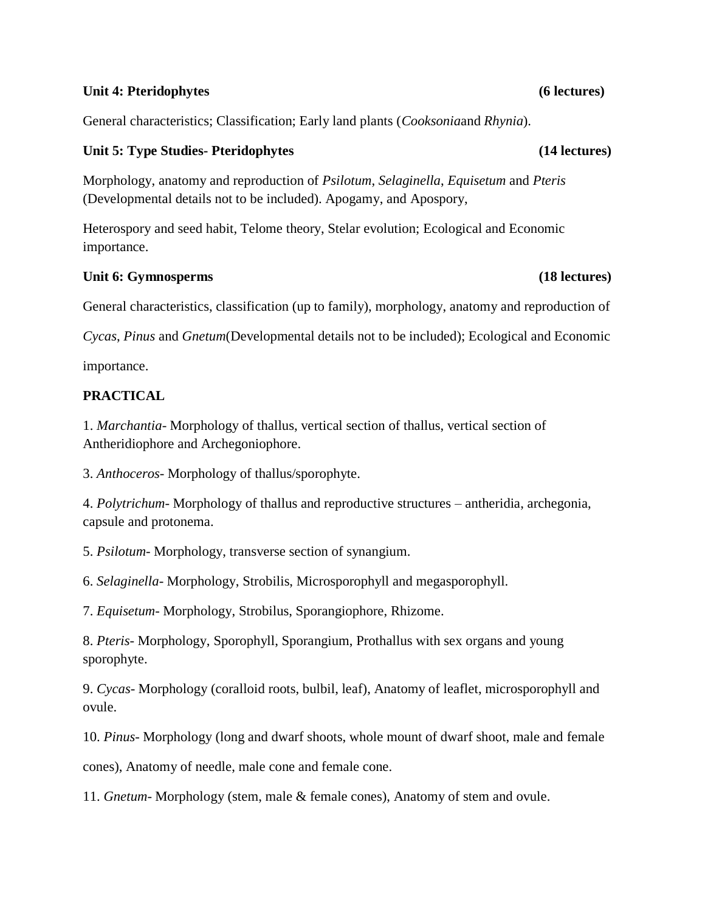**Unit 4: Pteridophytes (6 lectures)**

General characteristics; Classification; Early land plants (*Cooksonia*and *Rhynia*).

**Unit 5: Type Studies- Pteridophytes (14 lectures)**

Morphology, anatomy and reproduction of *Psilotum*, *Selaginella*, *Equisetum* and *Pteris* (Developmental details not to be included). Apogamy, and Apospory,

Heterospory and seed habit, Telome theory, Stelar evolution; Ecological and Economic importance.

**Unit 6: Gymnosperms (18 lectures)**

General characteristics, classification (up to family), morphology, anatomy and reproduction of *Cycas*, *Pinus* and *Gnetum*(Developmental details not to be included); Ecological and Economic importance.

**PRACTICAL**

1. *Marchantia*- Morphology of thallus, vertical section of thallus, vertical section of Antheridiophore and Archegoniophore.

3. *Anthoceros*- Morphology of thallus/sporophyte.

4. *Polytrichum*- Morphology of thallus and reproductive structures – antheridia, archegonia, capsule and protonema.

5. *Psilotum*- Morphology, transverse section of synangium.

6. *Selaginella*- Morphology, Strobilis, Microsporophyll and megasporophyll.

7. *Equisetum*- Morphology, Strobilus, Sporangiophore, Rhizome.

8. *Pteris*- Morphology, Sporophyll, Sporangium, Prothallus with sex organs and young sporophyte.

9. *Cycas*- Morphology (coralloid roots, bulbil, leaf), Anatomy of leaflet, microsporophyll and ovule.

10. *Pinus*- Morphology (long and dwarf shoots, whole mount of dwarf shoot, male and female cones), Anatomy of needle, male cone and female cone.

11. *Gnetum*- Morphology (stem, male & female cones), Anatomy of stem and ovule.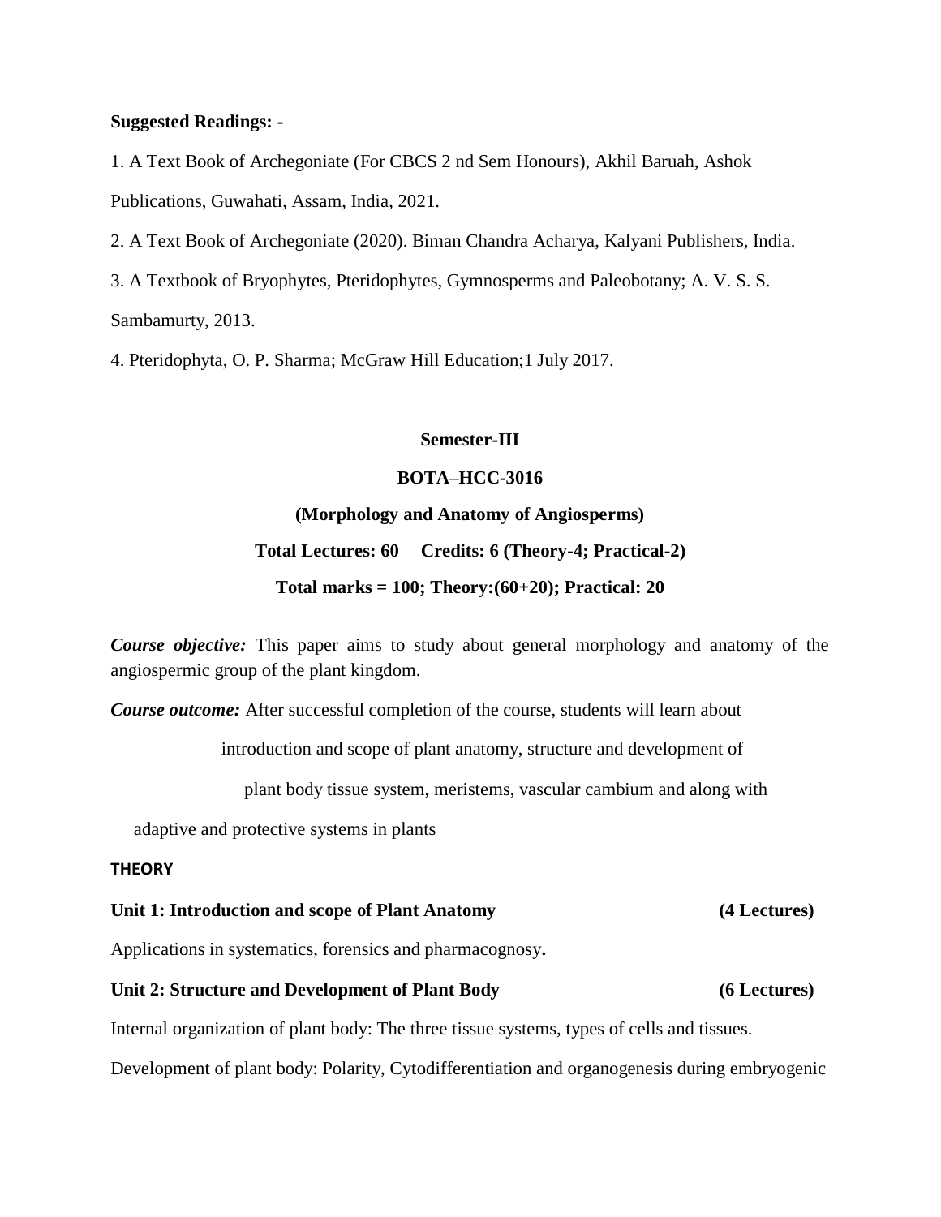**Suggested Readings: -**

1. A Text Book of Archegoniate (For CBCS 2 nd Sem Honours), Akhil Baruah, Ashok Publications, Guwahati, Assam, India, 2021.
2. A Text Book of Archegoniate (2020). Biman Chandra Acharya, Kalyani Publishers, India.
3. A Textbook of Bryophytes, Pteridophytes, Gymnosperms and Paleobotany; A. V. S. S. Sambamurty, 2013.
4. Pteridophyta, O. P. Sharma; McGraw Hill Education;1 July 2017.

## Semester-III

## BOTA–HCC-3016

## (Morphology and Anatomy of Angiosperms)

**Total Lectures: 60 Credits: 6 (Theory-4; Practical-2)**

**Total marks = 100; Theory:(60+20); Practical: 20**

***Course objective:*** This paper aims to study about general morphology and anatomy of the angiospermic group of the plant kingdom.

***Course outcome:*** After successful completion of the course, students will learn about introduction and scope of plant anatomy, structure and development of plant body tissue system, meristems, vascular cambium and along with adaptive and protective systems in plants

**THEORY**

**Unit 1: Introduction and scope of Plant Anatomy (4 Lectures)**

Applications in systematics, forensics and pharmacognosy**.**

**Unit 2: Structure and Development of Plant Body (6 Lectures)**

Internal organization of plant body: The three tissue systems, types of cells and tissues.

Development of plant body: Polarity, Cytodifferentiation and organogenesis during embryogenic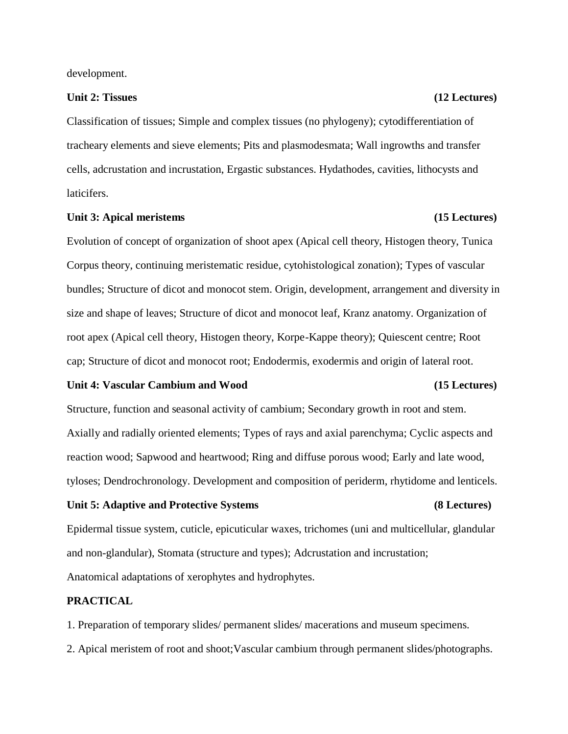development.

**Unit 2: Tissues (12 Lectures)**

Classification of tissues; Simple and complex tissues (no phylogeny); cytodifferentiation of tracheary elements and sieve elements; Pits and plasmodesmata; Wall ingrowths and transfer cells, adcrustation and incrustation, Ergastic substances. Hydathodes, cavities, lithocysts and laticifers.

**Unit 3: Apical meristems (15 Lectures)**

Evolution of concept of organization of shoot apex (Apical cell theory, Histogen theory, Tunica Corpus theory, continuing meristematic residue, cytohistological zonation); Types of vascular bundles; Structure of dicot and monocot stem. Origin, development, arrangement and diversity in size and shape of leaves; Structure of dicot and monocot leaf, Kranz anatomy. Organization of root apex (Apical cell theory, Histogen theory, Korpe-Kappe theory); Quiescent centre; Root cap; Structure of dicot and monocot root; Endodermis, exodermis and origin of lateral root.

**Unit 4: Vascular Cambium and Wood (15 Lectures)**

Structure, function and seasonal activity of cambium; Secondary growth in root and stem. Axially and radially oriented elements; Types of rays and axial parenchyma; Cyclic aspects and reaction wood; Sapwood and heartwood; Ring and diffuse porous wood; Early and late wood, tyloses; Dendrochronology. Development and composition of periderm, rhytidome and lenticels.

**Unit 5: Adaptive and Protective Systems (8 Lectures)**

Epidermal tissue system, cuticle, epicuticular waxes, trichomes (uni and multicellular, glandular and non-glandular), Stomata (structure and types); Adcrustation and incrustation; Anatomical adaptations of xerophytes and hydrophytes.

**PRACTICAL**

1. Preparation of temporary slides/ permanent slides/ macerations and museum specimens.
2. Apical meristem of root and shoot;Vascular cambium through permanent slides/photographs.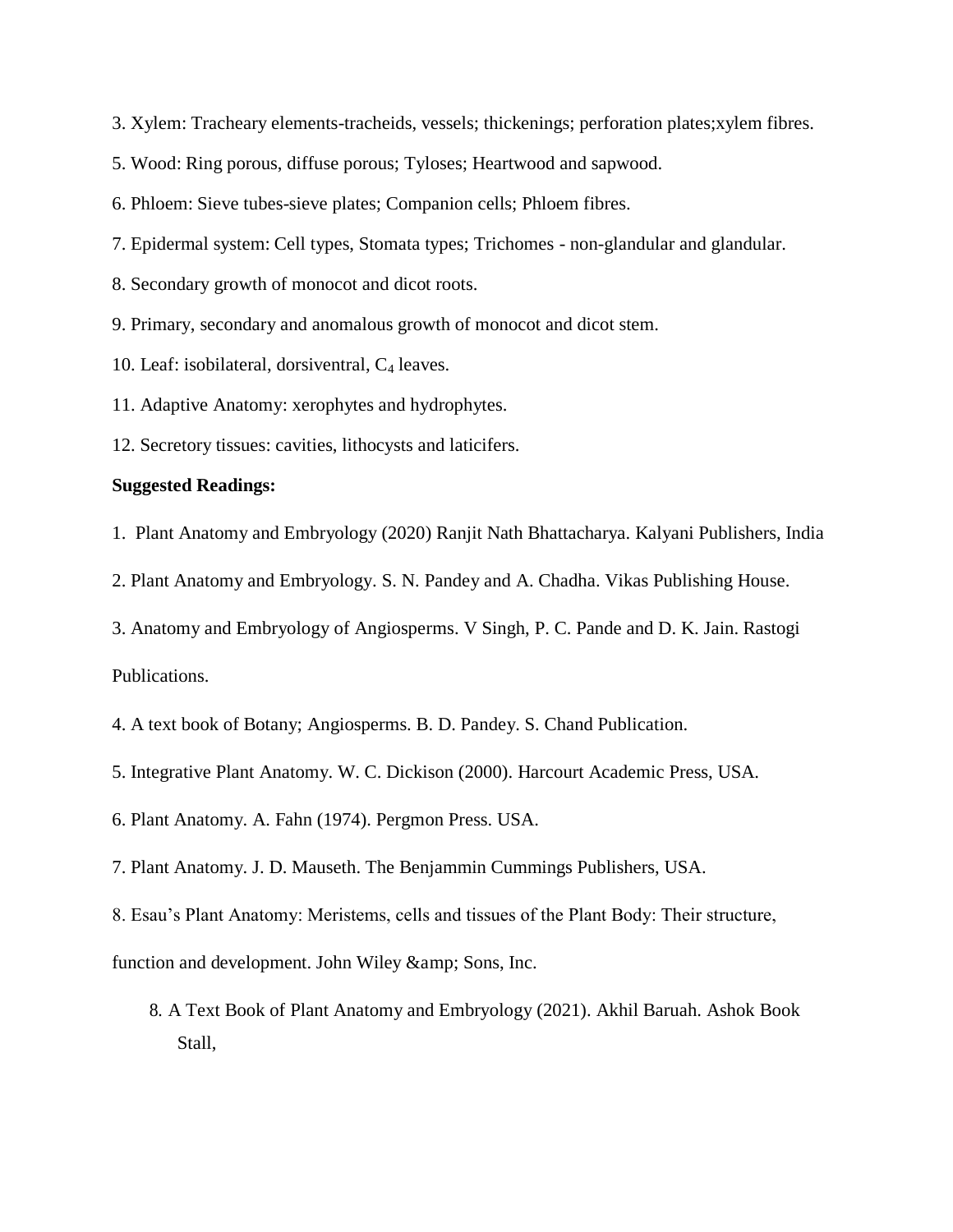3. Xylem: Tracheary elements-tracheids, vessels; thickenings; perforation plates;xylem fibres.

5. Wood: Ring porous, diffuse porous; Tyloses; Heartwood and sapwood.

6. Phloem: Sieve tubes-sieve plates; Companion cells; Phloem fibres.

7. Epidermal system: Cell types, Stomata types; Trichomes - non-glandular and glandular.

8. Secondary growth of monocot and dicot roots.

9. Primary, secondary and anomalous growth of monocot and dicot stem.

10. Leaf: isobilateral, dorsiventral, $C_4$ leaves.

11. Adaptive Anatomy: xerophytes and hydrophytes.

12. Secretory tissues: cavities, lithocysts and laticifers.

**Suggested Readings:**

1. Plant Anatomy and Embryology (2020) Ranjit Nath Bhattacharya. Kalyani Publishers, India

2. Plant Anatomy and Embryology. S. N. Pandey and A. Chadha. Vikas Publishing House.

3. Anatomy and Embryology of Angiosperms. V Singh, P. C. Pande and D. K. Jain. Rastogi Publications.

4. A text book of Botany; Angiosperms. B. D. Pandey. S. Chand Publication.

5. Integrative Plant Anatomy. W. C. Dickison (2000). Harcourt Academic Press, USA.

6. Plant Anatomy. A. Fahn (1974). Pergmon Press. USA.

7. Plant Anatomy. J. D. Mauseth. The Benjammin Cummings Publishers, USA.

8. Esau's Plant Anatomy: Meristems, cells and tissues of the Plant Body: Their structure, function and development. John Wiley &amp; Sons, Inc.

8. A Text Book of Plant Anatomy and Embryology (2021). Akhil Baruah. Ashok Book Stall,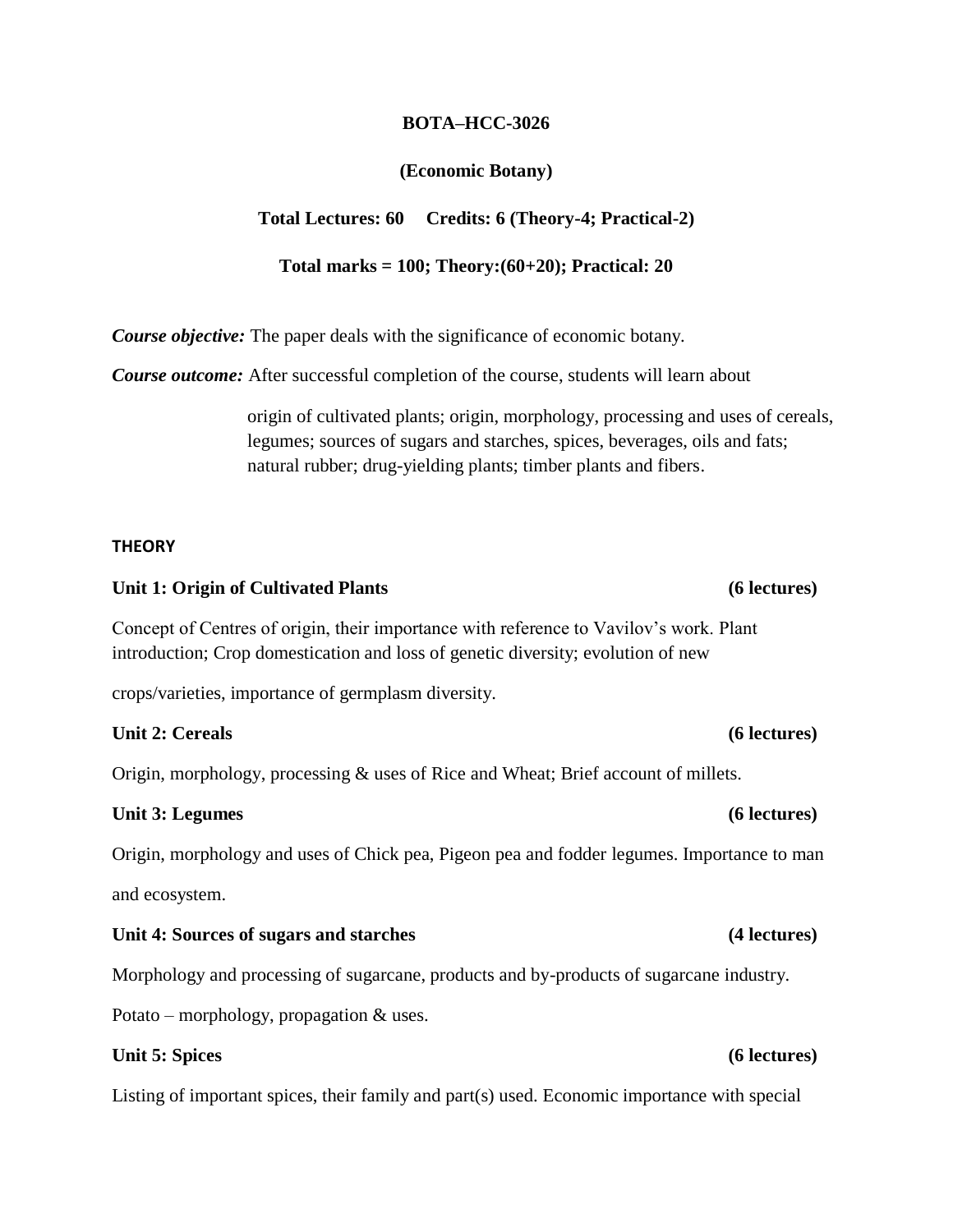**BOTA–HCC-3026**

**(Economic Botany)**

**Total Lectures: 60 Credits: 6 (Theory-4; Practical-2)**

**Total marks = 100; Theory:(60+20); Practical: 20**

***Course objective:*** The paper deals with the significance of economic botany.

***Course outcome:*** After successful completion of the course, students will learn about

origin of cultivated plants; origin, morphology, processing and uses of cereals, legumes; sources of sugars and starches, spices, beverages, oils and fats; natural rubber; drug-yielding plants; timber plants and fibers.

## THEORY

**Unit 1: Origin of Cultivated Plants (6 lectures)**

Concept of Centres of origin, their importance with reference to Vavilov's work. Plant introduction; Crop domestication and loss of genetic diversity; evolution of new crops/varieties, importance of germplasm diversity.

**Unit 2: Cereals (6 lectures)**

Origin, morphology, processing & uses of Rice and Wheat; Brief account of millets.

**Unit 3: Legumes (6 lectures)**

Origin, morphology and uses of Chick pea, Pigeon pea and fodder legumes. Importance to man and ecosystem.

**Unit 4: Sources of sugars and starches (4 lectures)**

Morphology and processing of sugarcane, products and by-products of sugarcane industry.

Potato – morphology, propagation & uses.

**Unit 5: Spices (6 lectures)**

Listing of important spices, their family and part(s) used. Economic importance with special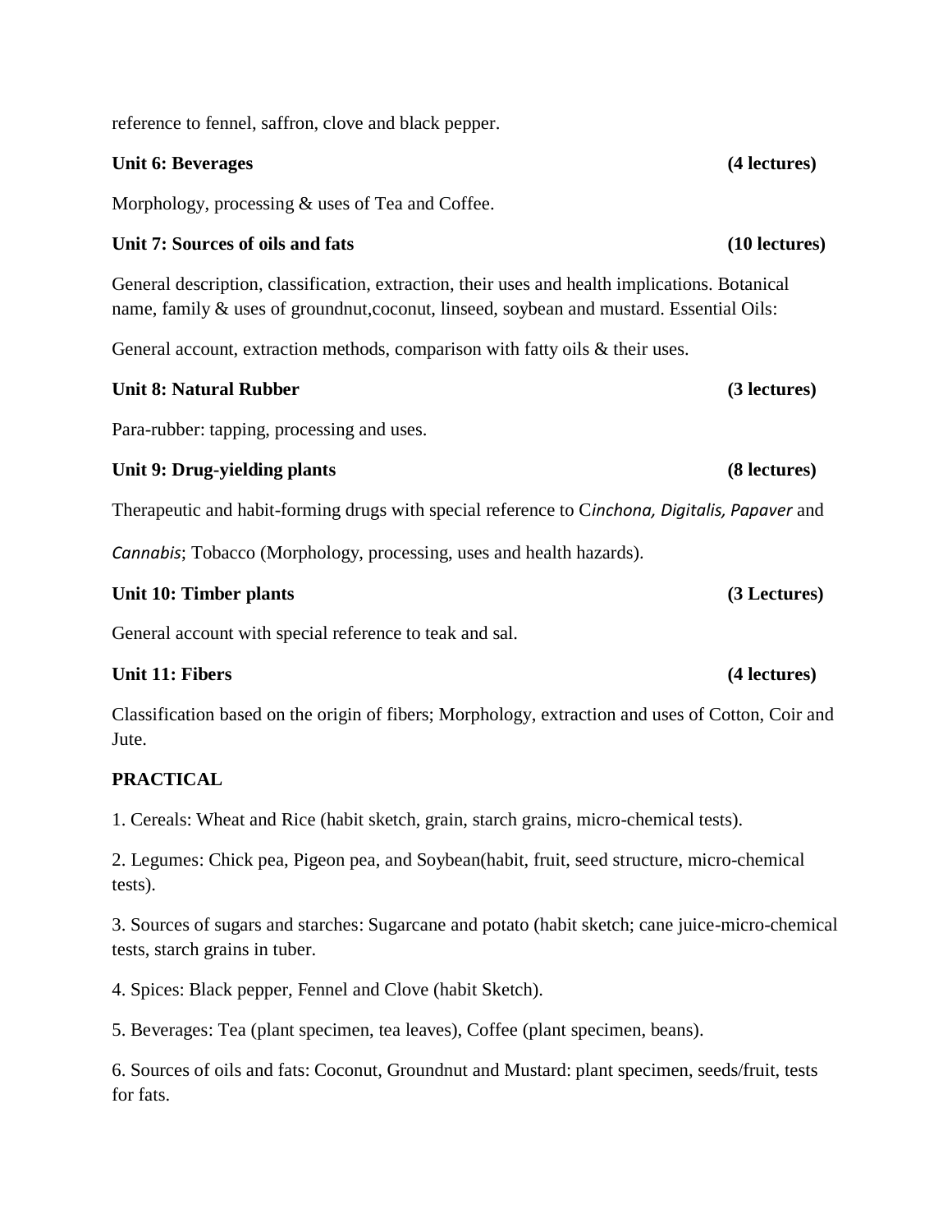reference to fennel, saffron, clove and black pepper.

**Unit 6: Beverages (4 lectures)**

Morphology, processing & uses of Tea and Coffee.

**Unit 7: Sources of oils and fats (10 lectures)**

General description, classification, extraction, their uses and health implications. Botanical name, family & uses of groundnut,coconut, linseed, soybean and mustard. Essential Oils:

General account, extraction methods, comparison with fatty oils & their uses.

**Unit 8: Natural Rubber (3 lectures)**

Para-rubber: tapping, processing and uses.

**Unit 9: Drug-yielding plants (8 lectures)**

Therapeutic and habit-forming drugs with special reference to C*inchona, Digitalis, Papaver* and

*Cannabis*; Tobacco (Morphology, processing, uses and health hazards).

**Unit 10: Timber plants (3 Lectures)**

General account with special reference to teak and sal.

**Unit 11: Fibers (4 lectures)**

Classification based on the origin of fibers; Morphology, extraction and uses of Cotton, Coir and Jute.

**PRACTICAL**

1. Cereals: Wheat and Rice (habit sketch, grain, starch grains, micro-chemical tests).

2. Legumes: Chick pea, Pigeon pea, and Soybean(habit, fruit, seed structure, micro-chemical tests).

3. Sources of sugars and starches: Sugarcane and potato (habit sketch; cane juice-micro-chemical tests, starch grains in tuber.

4. Spices: Black pepper, Fennel and Clove (habit Sketch).

5. Beverages: Tea (plant specimen, tea leaves), Coffee (plant specimen, beans).

6. Sources of oils and fats: Coconut, Groundnut and Mustard: plant specimen, seeds/fruit, tests for fats.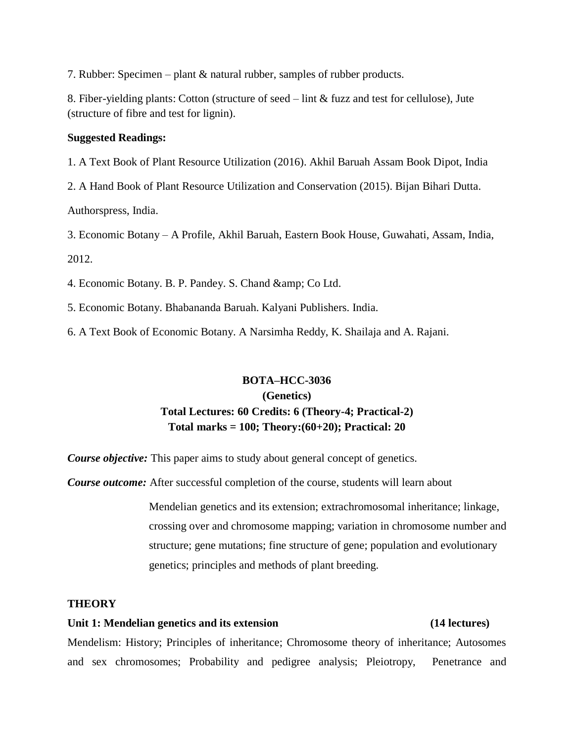7. Rubber: Specimen – plant & natural rubber, samples of rubber products.

8. Fiber-yielding plants: Cotton (structure of seed – lint & fuzz and test for cellulose), Jute (structure of fibre and test for lignin).

**Suggested Readings:**

1. A Text Book of Plant Resource Utilization (2016). Akhil Baruah Assam Book Dipot, India

2. A Hand Book of Plant Resource Utilization and Conservation (2015). Bijan Bihari Dutta. Authorspress, India.

3. Economic Botany – A Profile, Akhil Baruah, Eastern Book House, Guwahati, Assam, India, 2012.

4. Economic Botany. B. P. Pandey. S. Chand &amp; Co Ltd.

5. Economic Botany. Bhabananda Baruah. Kalyani Publishers. India.

6. A Text Book of Economic Botany. A Narsimha Reddy, K. Shailaja and A. Rajani.

## BOTA–HCC-3036

### (Genetics)

**Total Lectures: 60 Credits: 6 (Theory-4; Practical-2)**
**Total marks = 100; Theory:(60+20); Practical: 20**

***Course objective:*** This paper aims to study about general concept of genetics.

***Course outcome:*** After successful completion of the course, students will learn about

Mendelian genetics and its extension; extrachromosomal inheritance; linkage, crossing over and chromosome mapping; variation in chromosome number and structure; gene mutations; fine structure of gene; population and evolutionary genetics; principles and methods of plant breeding.

**THEORY**

**Unit 1: Mendelian genetics and its extension (14 lectures)**

Mendelism: History; Principles of inheritance; Chromosome theory of inheritance; Autosomes and sex chromosomes; Probability and pedigree analysis; Pleiotropy, Penetrance and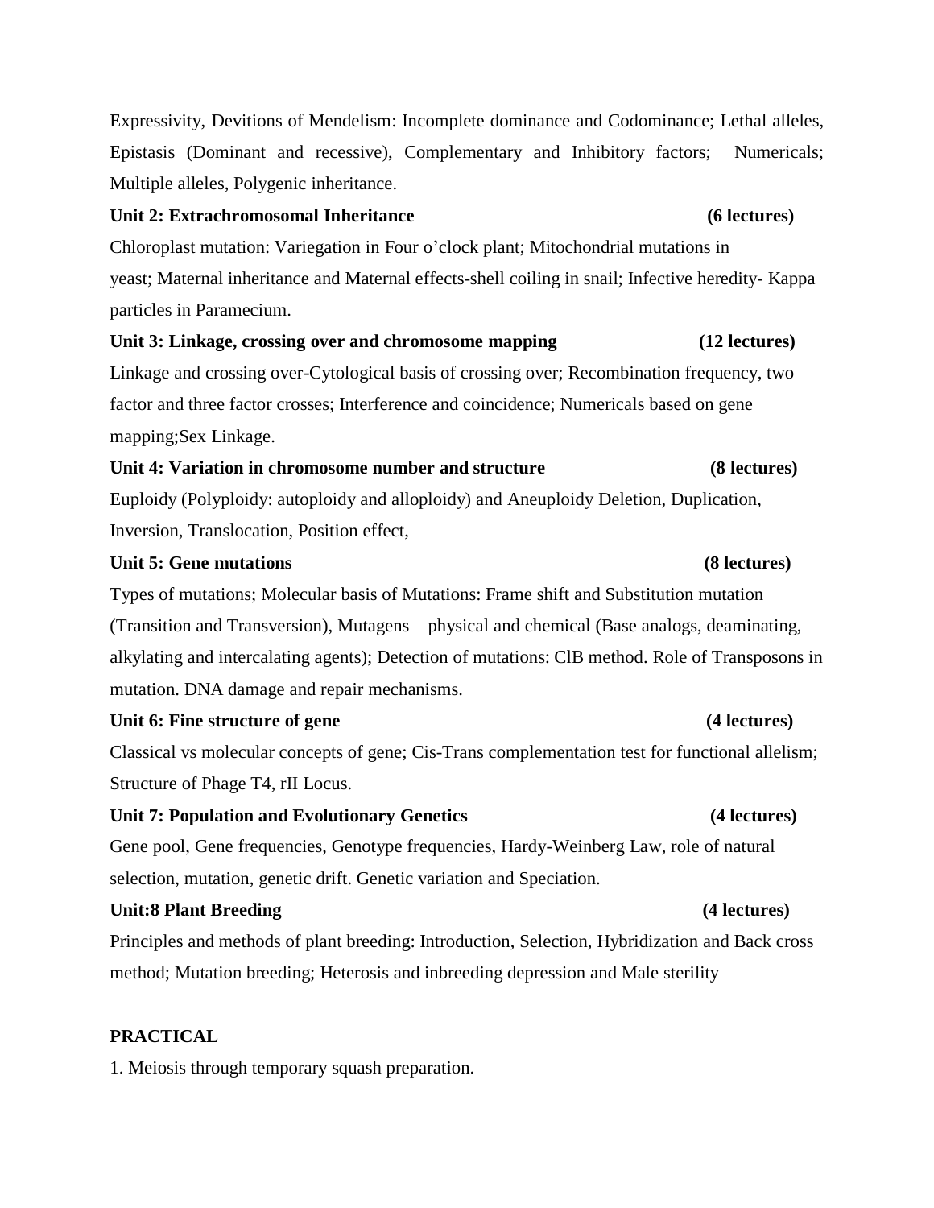Expressivity, Devitions of Mendelism: Incomplete dominance and Codominance; Lethal alleles, Epistasis (Dominant and recessive), Complementary and Inhibitory factors; Numericals; Multiple alleles, Polygenic inheritance.

**Unit 2: Extrachromosomal Inheritance (6 lectures)**

Chloroplast mutation: Variegation in Four o'clock plant; Mitochondrial mutations in yeast; Maternal inheritance and Maternal effects-shell coiling in snail; Infective heredity- Kappa particles in Paramecium.

**Unit 3: Linkage, crossing over and chromosome mapping (12 lectures)**

Linkage and crossing over-Cytological basis of crossing over; Recombination frequency, two factor and three factor crosses; Interference and coincidence; Numericals based on gene mapping;Sex Linkage.

**Unit 4: Variation in chromosome number and structure (8 lectures)**

Euploidy (Polyploidy: autoploidy and alloploidy) and Aneuploidy Deletion, Duplication, Inversion, Translocation, Position effect,

**Unit 5: Gene mutations (8 lectures)**

Types of mutations; Molecular basis of Mutations: Frame shift and Substitution mutation (Transition and Transversion), Mutagens – physical and chemical (Base analogs, deaminating, alkylating and intercalating agents); Detection of mutations: ClB method. Role of Transposons in mutation. DNA damage and repair mechanisms.

**Unit 6: Fine structure of gene (4 lectures)**

Classical vs molecular concepts of gene; Cis-Trans complementation test for functional allelism; Structure of Phage T4, rII Locus.

**Unit 7: Population and Evolutionary Genetics (4 lectures)**

Gene pool, Gene frequencies, Genotype frequencies, Hardy-Weinberg Law, role of natural selection, mutation, genetic drift. Genetic variation and Speciation.

**Unit:8 Plant Breeding (4 lectures)**

Principles and methods of plant breeding: Introduction, Selection, Hybridization and Back cross method; Mutation breeding; Heterosis and inbreeding depression and Male sterility

**PRACTICAL**

1. Meiosis through temporary squash preparation.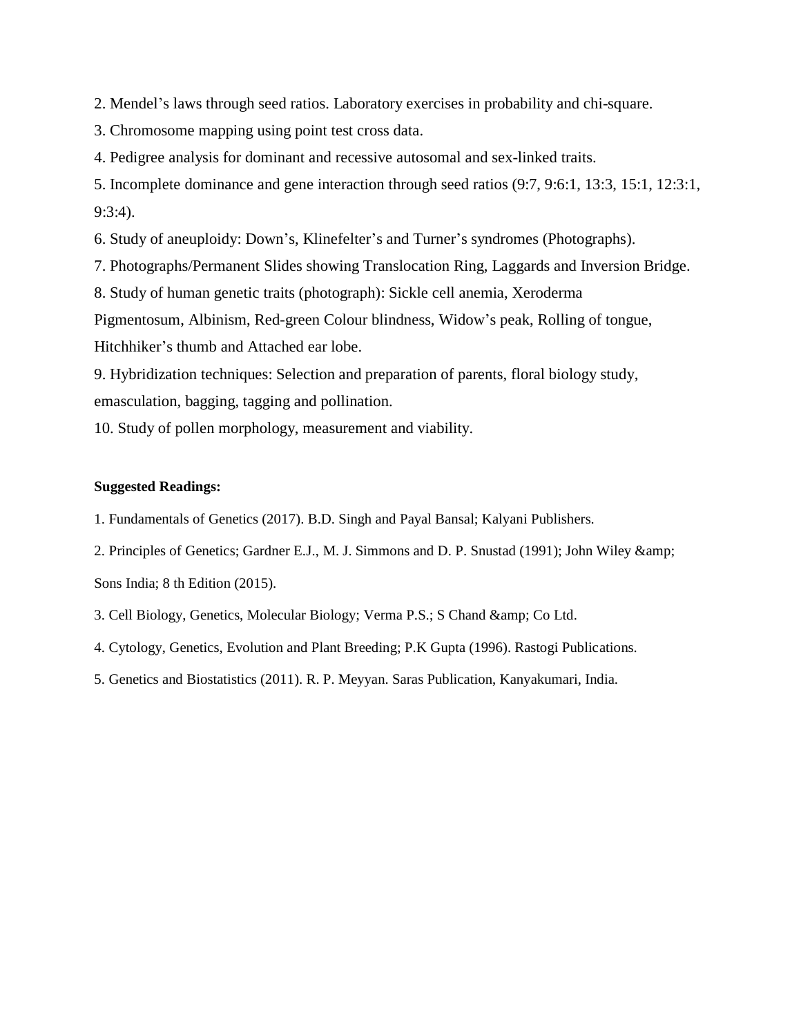2. Mendel’s laws through seed ratios. Laboratory exercises in probability and chi-square.
3. Chromosome mapping using point test cross data.
4. Pedigree analysis for dominant and recessive autosomal and sex-linked traits.
5. Incomplete dominance and gene interaction through seed ratios (9:7, 9:6:1, 13:3, 15:1, 12:3:1, 9:3:4).
6. Study of aneuploidy: Down’s, Klinefelter’s and Turner’s syndromes (Photographs).
7. Photographs/Permanent Slides showing Translocation Ring, Laggards and Inversion Bridge.
8. Study of human genetic traits (photograph): Sickle cell anemia, Xeroderma Pigmentosum, Albinism, Red-green Colour blindness, Widow’s peak, Rolling of tongue, Hitchhiker’s thumb and Attached ear lobe.
9. Hybridization techniques: Selection and preparation of parents, floral biology study, emasculation, bagging, tagging and pollination.
10. Study of pollen morphology, measurement and viability.

**Suggested Readings:**

1. Fundamentals of Genetics (2017). B.D. Singh and Payal Bansal; Kalyani Publishers.
2. Principles of Genetics; Gardner E.J., M. J. Simmons and D. P. Snustad (1991); John Wiley &amp; Sons India; 8 th Edition (2015).
3. Cell Biology, Genetics, Molecular Biology; Verma P.S.; S Chand &amp; Co Ltd.
4. Cytology, Genetics, Evolution and Plant Breeding; P.K Gupta (1996). Rastogi Publications.
5. Genetics and Biostatistics (2011). R. P. Meyyan. Saras Publication, Kanyakumari, India.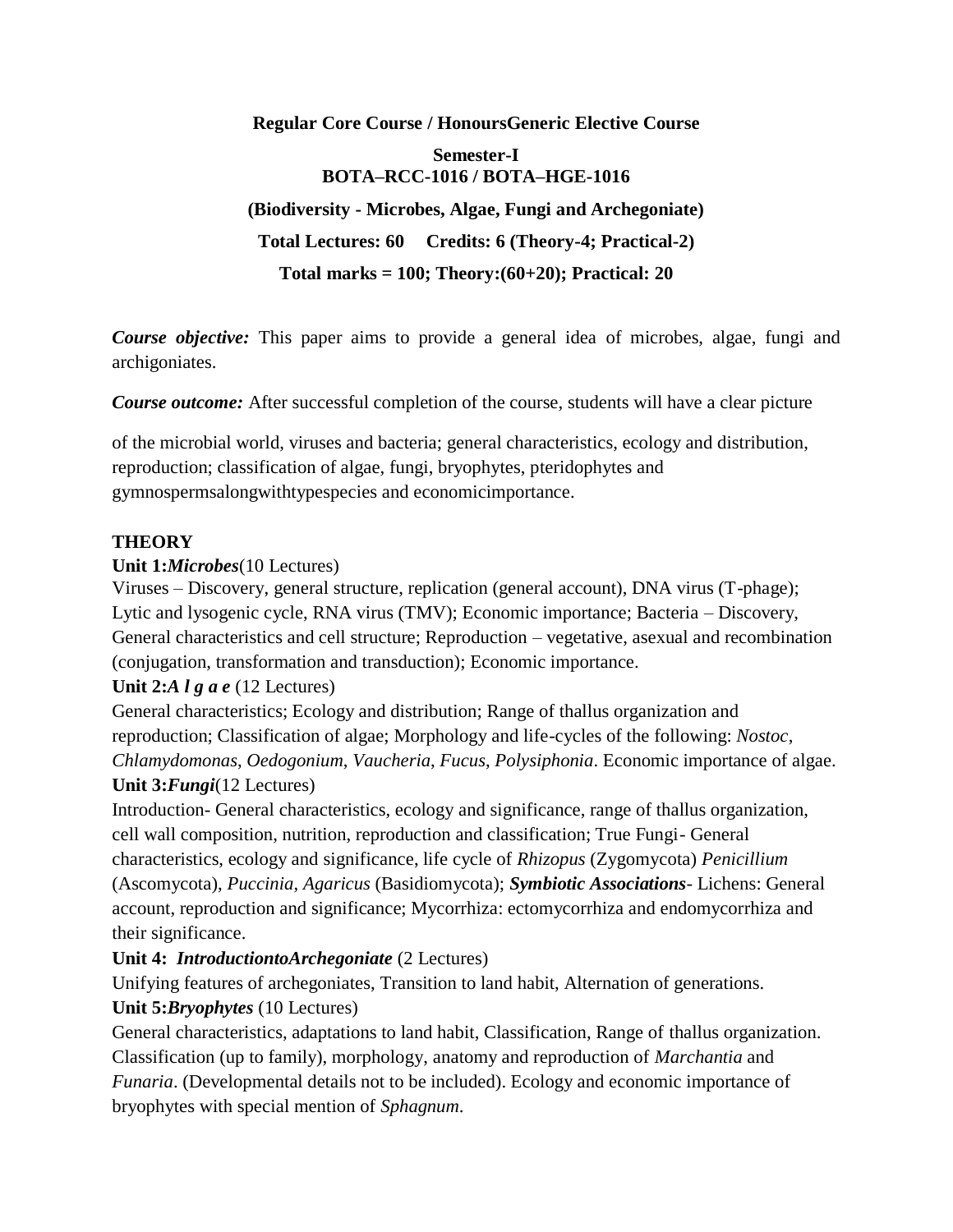**Regular Core Course / HonoursGeneric Elective Course**

**Semester-I**
**BOTA–RCC-1016 / BOTA–HGE-1016**

**(Biodiversity - Microbes, Algae, Fungi and Archegoniate)**

**Total Lectures: 60   Credits: 6 (Theory-4; Practical-2)**

**Total marks = 100; Theory:(60+20); Practical: 20**

***Course objective:*** This paper aims to provide a general idea of microbes, algae, fungi and archigoniates.

***Course outcome:*** After successful completion of the course, students will have a clear picture

of the microbial world, viruses and bacteria; general characteristics, ecology and distribution, reproduction; classification of algae, fungi, bryophytes, pteridophytes and gymnospermsalongwithtypespecies and economicimportance.

**THEORY**

**Unit 1:*Microbes***(10 Lectures)

Viruses – Discovery, general structure, replication (general account), DNA virus (T-phage); Lytic and lysogenic cycle, RNA virus (TMV); Economic importance; Bacteria – Discovery, General characteristics and cell structure; Reproduction – vegetative, asexual and recombination (conjugation, transformation and transduction); Economic importance.

**Unit 2:*A l g a e*** (12 Lectures)

General characteristics; Ecology and distribution; Range of thallus organization and reproduction; Classification of algae; Morphology and life-cycles of the following: *Nostoc*, *Chlamydomonas*, *Oedogonium*, *Vaucheria*, *Fucus*, *Polysiphonia*. Economic importance of algae.

**Unit 3:*Fungi***(12 Lectures)

Introduction- General characteristics, ecology and significance, range of thallus organization, cell wall composition, nutrition, reproduction and classification; True Fungi- General characteristics, ecology and significance, life cycle of *Rhizopus* (Zygomycota) *Penicillium* (Ascomycota), *Puccinia*, *Agaricus* (Basidiomycota); ***Symbiotic Associations***- Lichens: General account, reproduction and significance; Mycorrhiza: ectomycorrhiza and endomycorrhiza and their significance.

**Unit 4: *IntroductiontoArchegoniate*** (2 Lectures)

Unifying features of archegoniates, Transition to land habit, Alternation of generations.

**Unit 5:*Bryophytes*** (10 Lectures)

General characteristics, adaptations to land habit, Classification, Range of thallus organization. Classification (up to family), morphology, anatomy and reproduction of *Marchantia* and *Funaria*. (Developmental details not to be included). Ecology and economic importance of bryophytes with special mention of *Sphagnum*.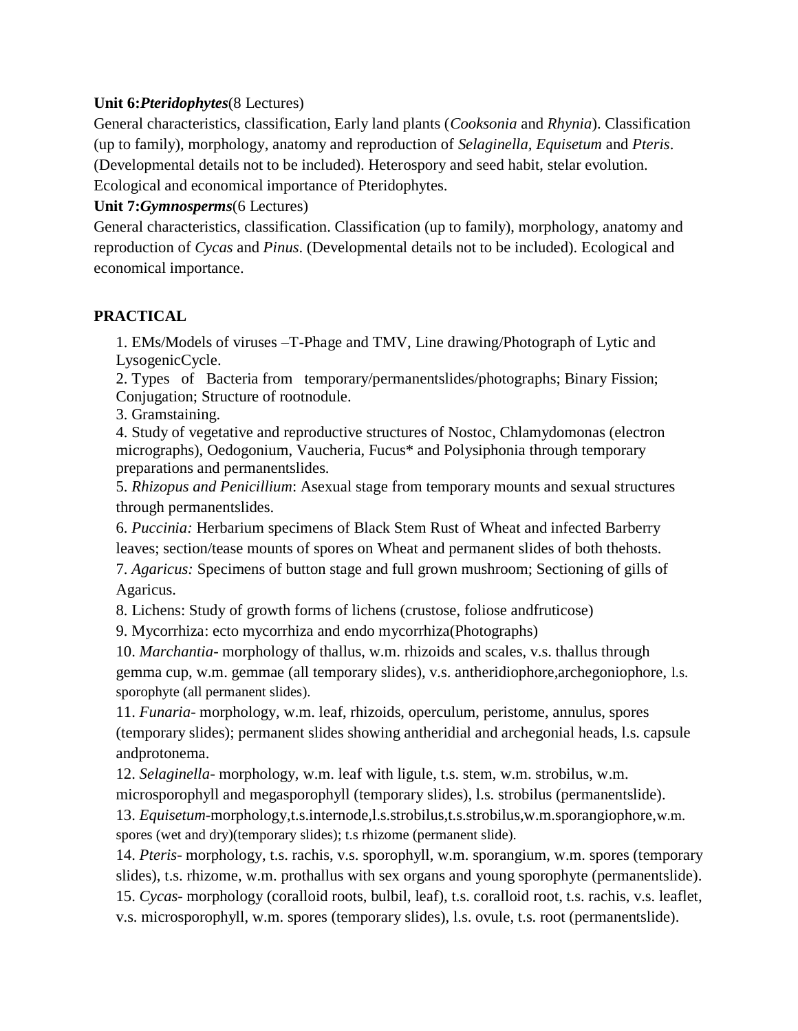**Unit 6:*Pteridophytes***(8 Lectures)

General characteristics, classification, Early land plants (*Cooksonia* and *Rhynia*). Classification (up to family), morphology, anatomy and reproduction of *Selaginella, Equisetum* and *Pteris*. (Developmental details not to be included). Heterospory and seed habit, stelar evolution. Ecological and economical importance of Pteridophytes.

**Unit 7:*Gymnosperms***(6 Lectures)

General characteristics, classification. Classification (up to family), morphology, anatomy and reproduction of *Cycas* and *Pinus*. (Developmental details not to be included). Ecological and economical importance.

**PRACTICAL**

1. EMs/Models of viruses –T-Phage and TMV, Line drawing/Photograph of Lytic and LysogenicCycle.
2. Types of Bacteria from temporary/permanentslides/photographs; Binary Fission; Conjugation; Structure of rootnodule.
3. Gramstaining.
4. Study of vegetative and reproductive structures of Nostoc, Chlamydomonas (electron micrographs), Oedogonium, Vaucheria, Fucus* and Polysiphonia through temporary preparations and permanentslides.
5. *Rhizopus and Penicillium*: Asexual stage from temporary mounts and sexual structures through permanentslides.
6. *Puccinia:* Herbarium specimens of Black Stem Rust of Wheat and infected Barberry leaves; section/tease mounts of spores on Wheat and permanent slides of both thehosts.
7. *Agaricus:* Specimens of button stage and full grown mushroom; Sectioning of gills of Agaricus.
8. Lichens: Study of growth forms of lichens (crustose, foliose andfruticose)
9. Mycorrhiza: ecto mycorrhiza and endo mycorrhiza(Photographs)
10. *Marchantia*- morphology of thallus, w.m. rhizoids and scales, v.s. thallus through gemma cup, w.m. gemmae (all temporary slides), v.s. antheridiophore,archegoniophore, l.s. sporophyte (all permanent slides).
11. *Funaria*- morphology, w.m. leaf, rhizoids, operculum, peristome, annulus, spores (temporary slides); permanent slides showing antheridial and archegonial heads, l.s. capsule andprotonema.
12. *Selaginella*- morphology, w.m. leaf with ligule, t.s. stem, w.m. strobilus, w.m. microsporophyll and megasporophyll (temporary slides), l.s. strobilus (permanentslide).
13. *Equisetum*-morphology,t.s.internode,l.s.strobilus,t.s.strobilus,w.m.sporangiophore,w.m. spores (wet and dry)(temporary slides); t.s rhizome (permanent slide).
14. *Pteris*- morphology, t.s. rachis, v.s. sporophyll, w.m. sporangium, w.m. spores (temporary slides), t.s. rhizome, w.m. prothallus with sex organs and young sporophyte (permanentslide).
15. *Cycas*- morphology (coralloid roots, bulbil, leaf), t.s. coralloid root, t.s. rachis, v.s. leaflet, v.s. microsporophyll, w.m. spores (temporary slides), l.s. ovule, t.s. root (permanentslide).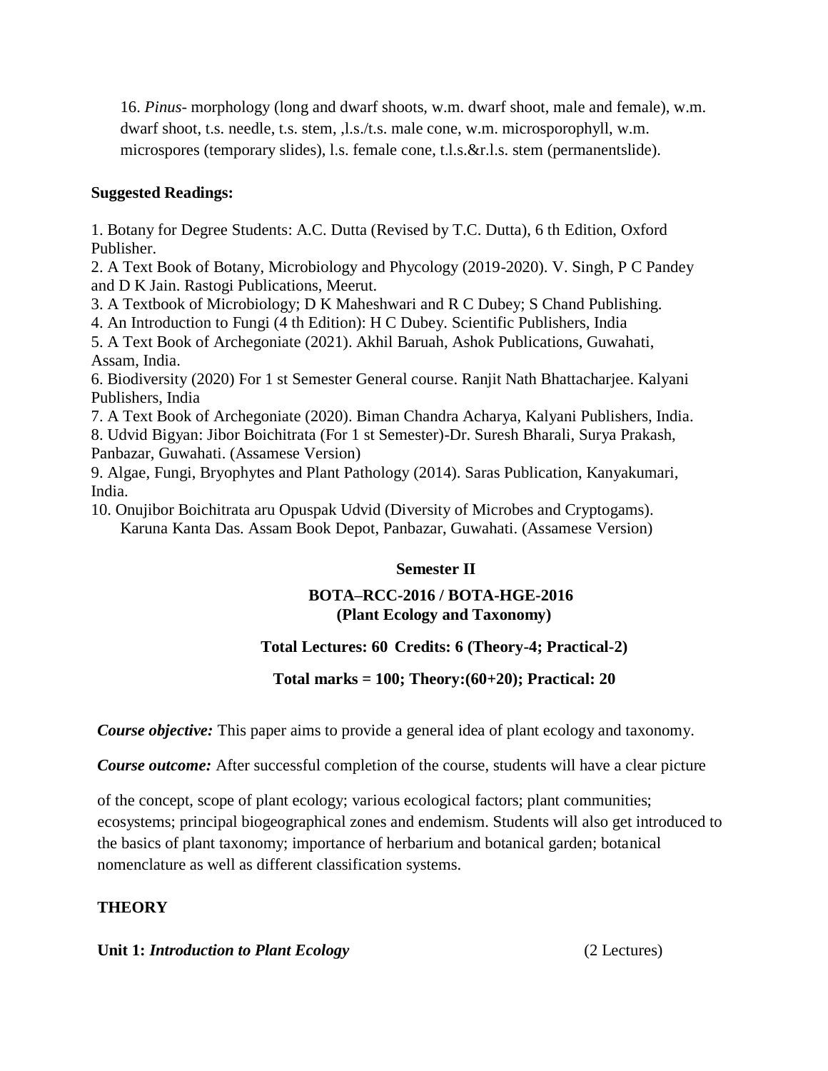16. *Pinus*- morphology (long and dwarf shoots, w.m. dwarf shoot, male and female), w.m. dwarf shoot, t.s. needle, t.s. stem, ,l.s./t.s. male cone, w.m. microsporophyll, w.m. microspores (temporary slides), l.s. female cone, t.l.s.&r.l.s. stem (permanentslide).

**Suggested Readings:**

1. Botany for Degree Students: A.C. Dutta (Revised by T.C. Dutta), 6 th Edition, Oxford Publisher.
2. A Text Book of Botany, Microbiology and Phycology (2019-2020). V. Singh, P C Pandey and D K Jain. Rastogi Publications, Meerut.
3. A Textbook of Microbiology; D K Maheshwari and R C Dubey; S Chand Publishing.
4. An Introduction to Fungi (4 th Edition): H C Dubey. Scientific Publishers, India
5. A Text Book of Archegoniate (2021). Akhil Baruah, Ashok Publications, Guwahati, Assam, India.
6. Biodiversity (2020) For 1 st Semester General course. Ranjit Nath Bhattacharjee. Kalyani Publishers, India
7. A Text Book of Archegoniate (2020). Biman Chandra Acharya, Kalyani Publishers, India.
8. Udvid Bigyan: Jibor Boichitrata (For 1 st Semester)-Dr. Suresh Bharali, Surya Prakash, Panbazar, Guwahati. (Assamese Version)
9. Algae, Fungi, Bryophytes and Plant Pathology (2014). Saras Publication, Kanyakumari, India.
10. Onujibor Boichitrata aru Opuspak Udvid (Diversity of Microbes and Cryptogams). Karuna Kanta Das. Assam Book Depot, Panbazar, Guwahati. (Assamese Version)

## Semester II

## BOTA–RCC-2016 / BOTA-HGE-2016 (Plant Ecology and Taxonomy)

**Total Lectures: 60 Credits: 6 (Theory-4; Practical-2)**

**Total marks = 100; Theory:(60+20); Practical: 20**

***Course objective:*** This paper aims to provide a general idea of plant ecology and taxonomy.

***Course outcome:*** After successful completion of the course, students will have a clear picture of the concept, scope of plant ecology; various ecological factors; plant communities; ecosystems; principal biogeographical zones and endemism. Students will also get introduced to the basics of plant taxonomy; importance of herbarium and botanical garden; botanical nomenclature as well as different classification systems.

**THEORY**

**Unit 1: *Introduction to Plant Ecology*** (2 Lectures)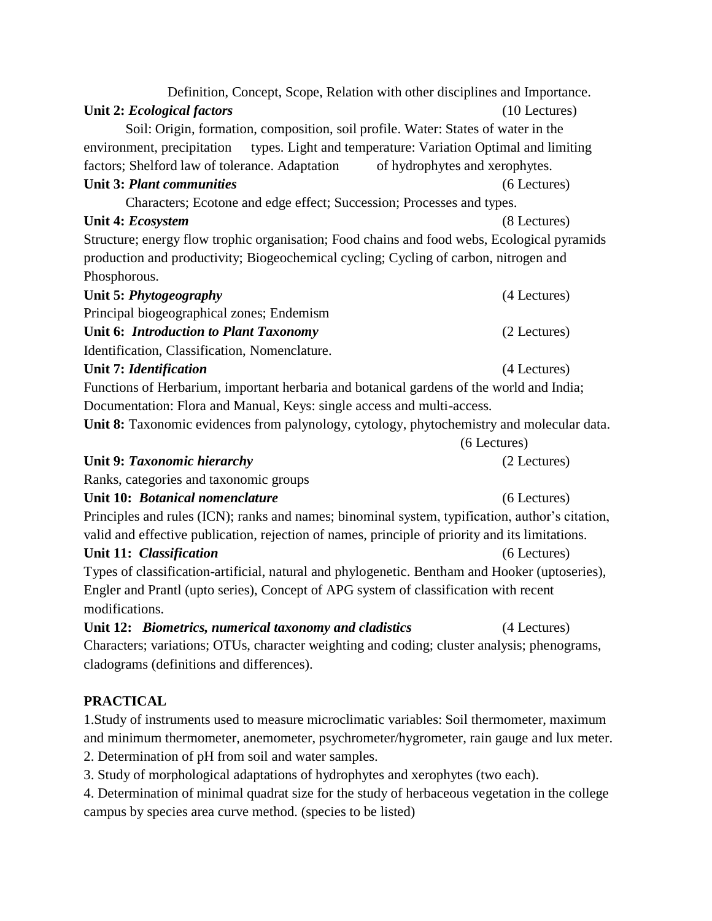Definition, Concept, Scope, Relation with other disciplines and Importance.

**Unit 2:** ***Ecological factors*** (10 Lectures)

Soil: Origin, formation, composition, soil profile. Water: States of water in the environment, precipitation types. Light and temperature: Variation Optimal and limiting factors; Shelford law of tolerance. Adaptation of hydrophytes and xerophytes.

**Unit 3:** ***Plant communities*** (6 Lectures)

Characters; Ecotone and edge effect; Succession; Processes and types.

**Unit 4:** ***Ecosystem*** (8 Lectures)

Structure; energy flow trophic organisation; Food chains and food webs, Ecological pyramids production and productivity; Biogeochemical cycling; Cycling of carbon, nitrogen and Phosphorous.

**Unit 5:** ***Phytogeography*** (4 Lectures)

Principal biogeographical zones; Endemism

**Unit 6:** ***Introduction to Plant Taxonomy*** (2 Lectures)

Identification, Classification, Nomenclature.

**Unit 7:** ***Identification*** (4 Lectures)

Functions of Herbarium, important herbaria and botanical gardens of the world and India; Documentation: Flora and Manual, Keys: single access and multi-access.

**Unit 8:** Taxonomic evidences from palynology, cytology, phytochemistry and molecular data. (6 Lectures)

**Unit 9:** ***Taxonomic hierarchy*** (2 Lectures)

Ranks, categories and taxonomic groups

**Unit 10:** ***Botanical nomenclature*** (6 Lectures)

Principles and rules (ICN); ranks and names; binominal system, typification, author's citation, valid and effective publication, rejection of names, principle of priority and its limitations.

**Unit 11:** ***Classification*** (6 Lectures)

Types of classification-artificial, natural and phylogenetic. Bentham and Hooker (uptoseries), Engler and Prantl (upto series), Concept of APG system of classification with recent modifications.

**Unit 12:** ***Biometrics, numerical taxonomy and cladistics*** (4 Lectures)

Characters; variations; OTUs, character weighting and coding; cluster analysis; phenograms, cladograms (definitions and differences).

**PRACTICAL**

1.Study of instruments used to measure microclimatic variables: Soil thermometer, maximum and minimum thermometer, anemometer, psychrometer/hygrometer, rain gauge and lux meter.

2. Determination of pH from soil and water samples.

3. Study of morphological adaptations of hydrophytes and xerophytes (two each).

4. Determination of minimal quadrat size for the study of herbaceous vegetation in the college campus by species area curve method. (species to be listed)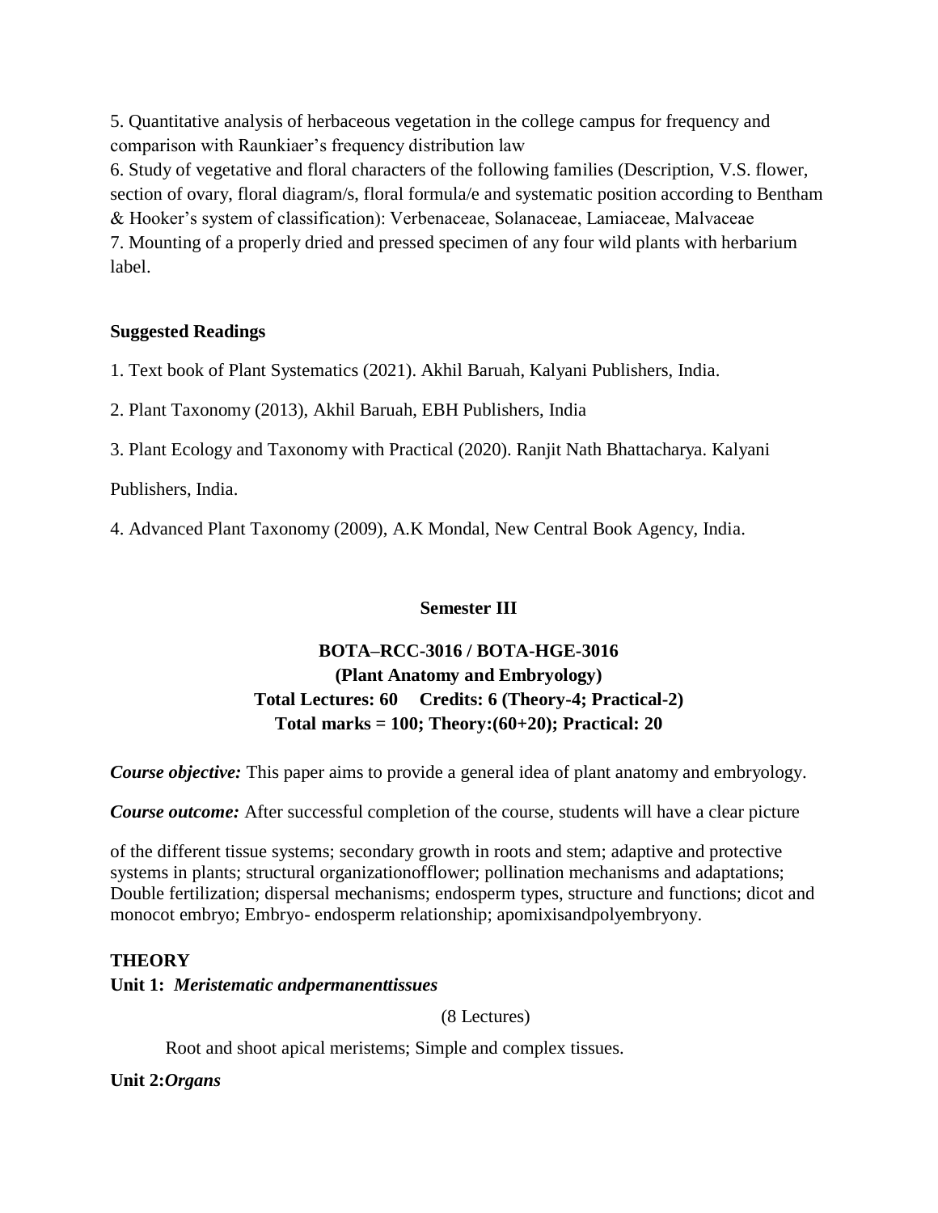5. Quantitative analysis of herbaceous vegetation in the college campus for frequency and comparison with Raunkiaer's frequency distribution law

6. Study of vegetative and floral characters of the following families (Description, V.S. flower, section of ovary, floral diagram/s, floral formula/e and systematic position according to Bentham & Hooker's system of classification): Verbenaceae, Solanaceae, Lamiaceae, Malvaceae

7. Mounting of a properly dried and pressed specimen of any four wild plants with herbarium label.

**Suggested Readings**

1. Text book of Plant Systematics (2021). Akhil Baruah, Kalyani Publishers, India.

2. Plant Taxonomy (2013), Akhil Baruah, EBH Publishers, India

3. Plant Ecology and Taxonomy with Practical (2020). Ranjit Nath Bhattacharya. Kalyani Publishers, India.

4. Advanced Plant Taxonomy (2009), A.K Mondal, New Central Book Agency, India.

## Semester III

### BOTA–RCC-3016 / BOTA-HGE-3016
### (Plant Anatomy and Embryology)
### Total Lectures: 60 Credits: 6 (Theory-4; Practical-2)
### Total marks = 100; Theory:(60+20); Practical: 20

***Course objective:*** This paper aims to provide a general idea of plant anatomy and embryology.

***Course outcome:*** After successful completion of the course, students will have a clear picture

of the different tissue systems; secondary growth in roots and stem; adaptive and protective systems in plants; structural organizationofflower; pollination mechanisms and adaptations; Double fertilization; dispersal mechanisms; endosperm types, structure and functions; dicot and monocot embryo; Embryo- endosperm relationship; apomixisandpolyembryony.

**THEORY**

**Unit 1:** ***Meristematic andpermanenttissues***

(8 Lectures)

Root and shoot apical meristems; Simple and complex tissues.

**Unit 2:*Organs***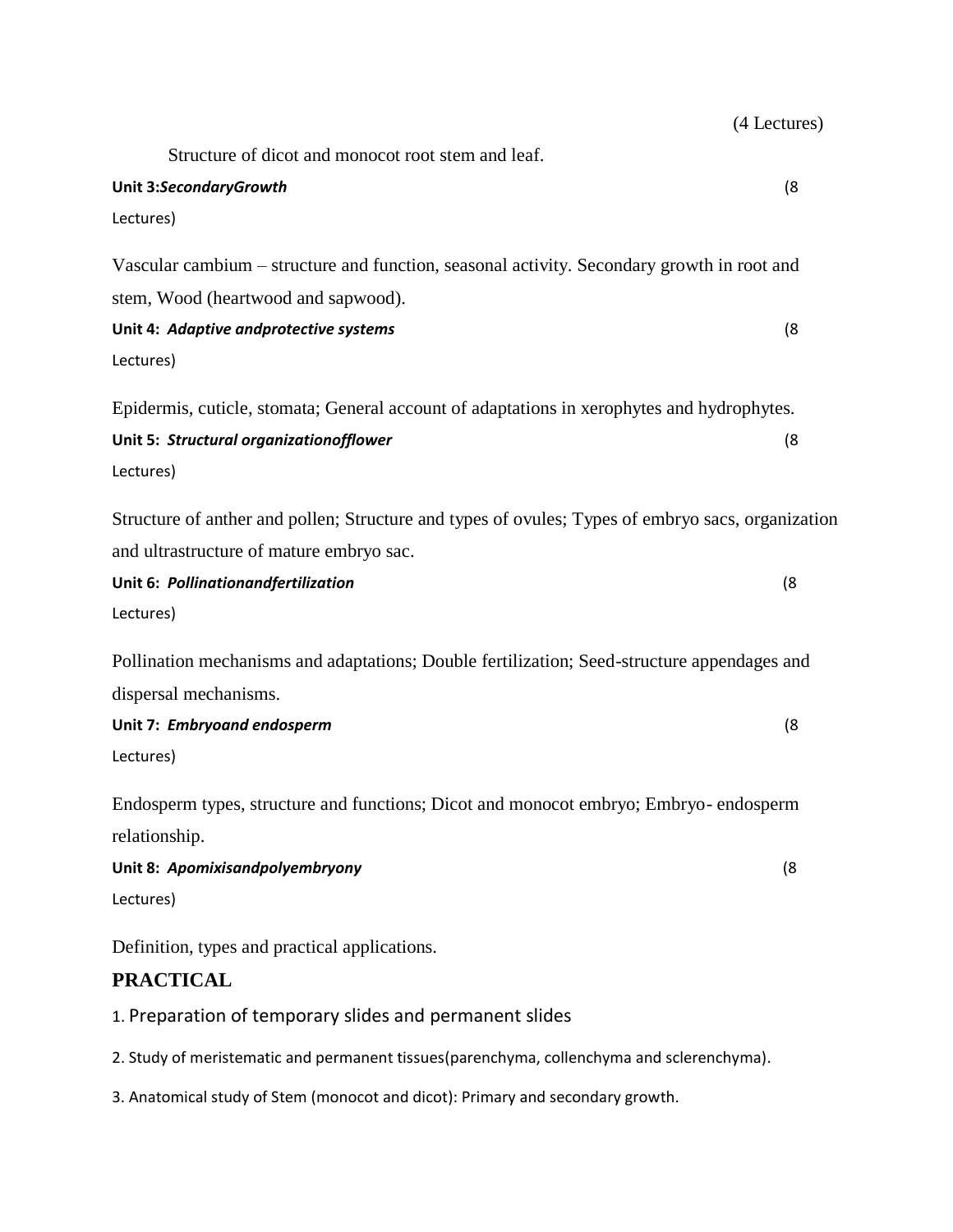(4 Lectures)

Structure of dicot and monocot root stem and leaf.

**Unit 3:*SecondaryGrowth*** (8 Lectures)

Vascular cambium – structure and function, seasonal activity. Secondary growth in root and stem, Wood (heartwood and sapwood).

**Unit 4: *Adaptive andprotective systems*** (8 Lectures)

Epidermis, cuticle, stomata; General account of adaptations in xerophytes and hydrophytes.

**Unit 5: *Structural organizationofflower*** (8 Lectures)

Structure of anther and pollen; Structure and types of ovules; Types of embryo sacs, organization and ultrastructure of mature embryo sac.

**Unit 6: *Pollinationandfertilization*** (8 Lectures)

Pollination mechanisms and adaptations; Double fertilization; Seed-structure appendages and dispersal mechanisms.

**Unit 7: *Embryoand endosperm*** (8 Lectures)

Endosperm types, structure and functions; Dicot and monocot embryo; Embryo- endosperm relationship.

**Unit 8: *Apomixisandpolyembryony*** (8 Lectures)

Definition, types and practical applications.

## PRACTICAL

1. Preparation of temporary slides and permanent slides
2. Study of meristematic and permanent tissues(parenchyma, collenchyma and sclerenchyma).
3. Anatomical study of Stem (monocot and dicot): Primary and secondary growth.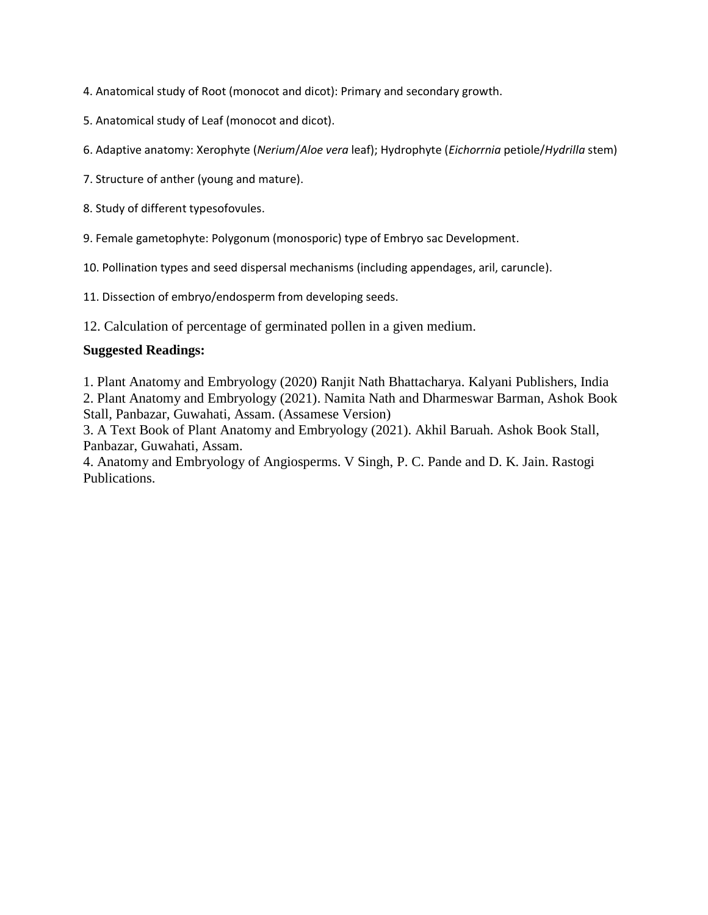4. Anatomical study of Root (monocot and dicot): Primary and secondary growth.

5. Anatomical study of Leaf (monocot and dicot).

6. Adaptive anatomy: Xerophyte (*Nerium*/*Aloe vera* leaf); Hydrophyte (*Eichorrnia* petiole/*Hydrilla* stem)

7. Structure of anther (young and mature).

8. Study of different typesofovules.

9. Female gametophyte: Polygonum (monosporic) type of Embryo sac Development.

10. Pollination types and seed dispersal mechanisms (including appendages, aril, caruncle).

11. Dissection of embryo/endosperm from developing seeds.

12. Calculation of percentage of germinated pollen in a given medium.

**Suggested Readings:**

1. Plant Anatomy and Embryology (2020) Ranjit Nath Bhattacharya. Kalyani Publishers, India
2. Plant Anatomy and Embryology (2021). Namita Nath and Dharmeswar Barman, Ashok Book Stall, Panbazar, Guwahati, Assam. (Assamese Version)
3. A Text Book of Plant Anatomy and Embryology (2021). Akhil Baruah. Ashok Book Stall, Panbazar, Guwahati, Assam.
4. Anatomy and Embryology of Angiosperms. V Singh, P. C. Pande and D. K. Jain. Rastogi Publications.